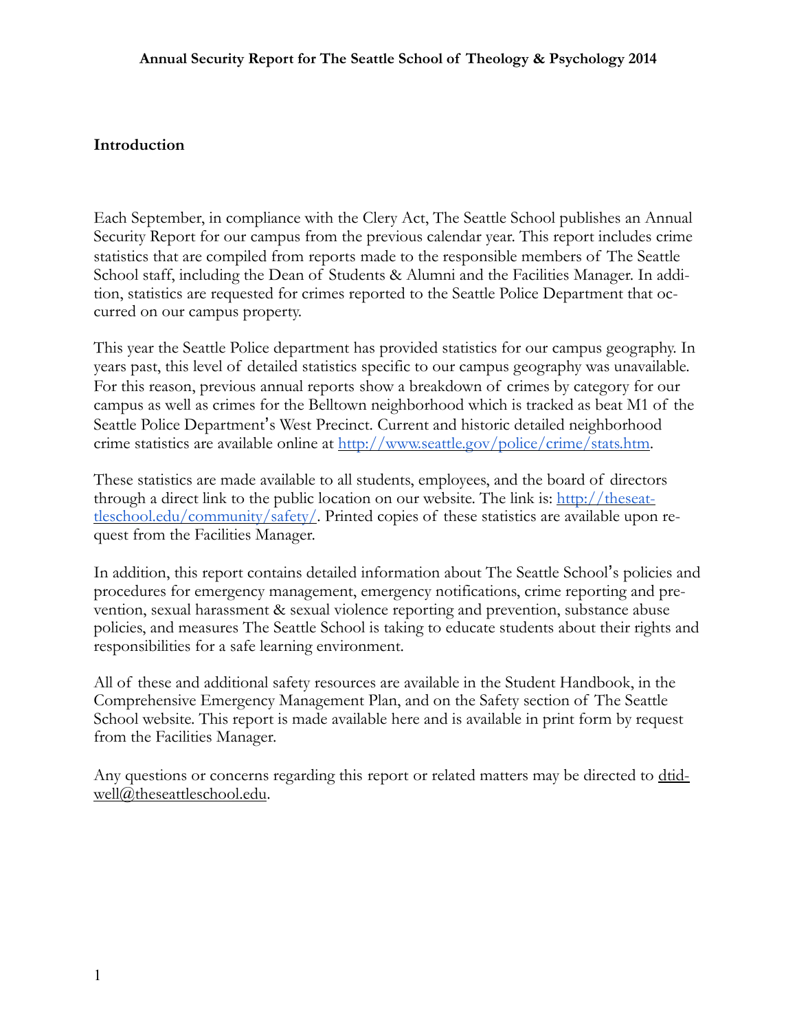# Annual Security Report for The Seattle School of Theology & Psychology 2014

## Introduction

Each September, in compliance with the Clery Act, The Seattle School publishes an Annual Security Report for our campus from the previous calendar year. This report includes crime statistics that are compiled from reports made to the responsible members of The Seattle School staff, including the Dean of Students & Alumni and the Facilities Manager. In addition, statistics are requested for crimes reported to the Seattle Police Department that occurred on our campus property.

This year the Seattle Police department has provided statistics for our campus geography. In years past, this level of detailed statistics specific to our campus geography was unavailable. For this reason, previous annual reports show a breakdown of crimes by category for our campus as well as crimes for the Belltown neighborhood which is tracked as beat M1 of the Seattle Police Department's West Precinct. Current and historic detailed neighborhood crime statistics are available online at [http://www.seattle.gov/police/crime/stats.htm](http://www.seattle.gov/police/crime/stats.htm).

These statistics are made available to all students, employees, and the board of directors through a direct link to the public location on our website. The link is: [http://theseattleschool.edu/community/safety/](http://theseattleschool.edu/community/safety/). Printed copies of these statistics are available upon request from the Facilities Manager.

In addition, this report contains detailed information about The Seattle School's policies and procedures for emergency management, emergency notifications, crime reporting and prevention, sexual harassment & sexual violence reporting and prevention, substance abuse policies, and measures The Seattle School is taking to educate students about their rights and responsibilities for a safe learning environment.

All of these and additional safety resources are available in the Student Handbook, in the Comprehensive Emergency Management Plan, and on the Safety section of The Seattle School website. This report is made available here and is available in print form by request from the Facilities Manager.

Any questions or concerns regarding this report or related matters may be directed to dtidwell@theseattleschool.edu.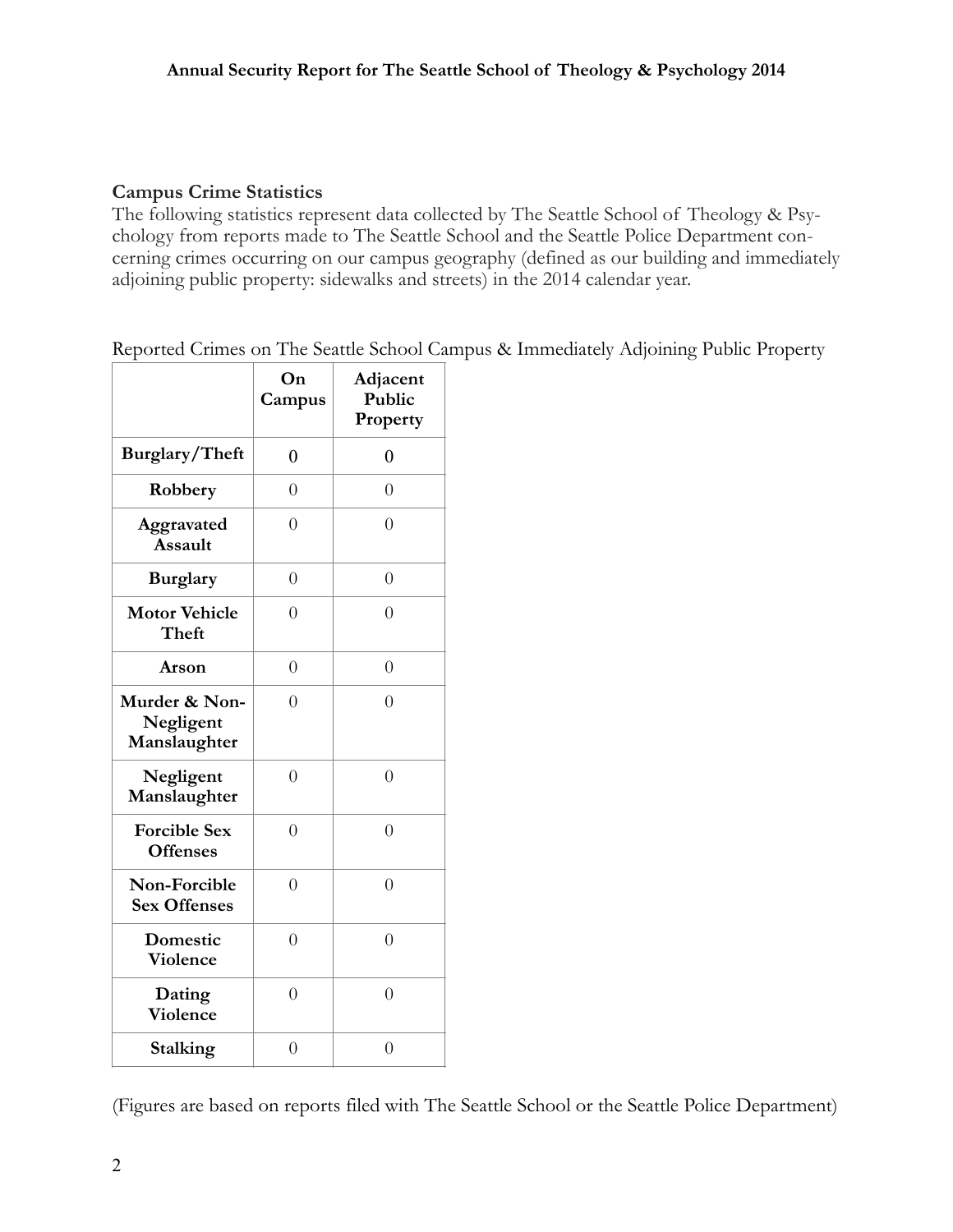## Campus Crime Statistics

The following statistics represent data collected by The Seattle School of Theology & Psychology from reports made to The Seattle School and the Seattle Police Department concerning crimes occurring on our campus geography (defined as our building and immediately adjoining public property: sidewalks and streets) in the 2014 calendar year.

Reported Crimes on The Seattle School Campus & Immediately Adjoining Public Property

| | On Campus | Adjacent Public Property |
|---|---|---|
| **Burglary/Theft** | 0 | 0 |
| **Robbery** | 0 | 0 |
| **Aggravated Assault** | 0 | 0 |
| **Burglary** | 0 | 0 |
| **Motor Vehicle Theft** | 0 | 0 |
| **Arson** | 0 | 0 |
| **Murder & Non-Negligent Manslaughter** | 0 | 0 |
| **Negligent Manslaughter** | 0 | 0 |
| **Forcible Sex Offenses** | 0 | 0 |
| **Non-Forcible Sex Offenses** | 0 | 0 |
| **Domestic Violence** | 0 | 0 |
| **Dating Violence** | 0 | 0 |
| **Stalking** | 0 | 0 |

(Figures are based on reports filed with The Seattle School or the Seattle Police Department)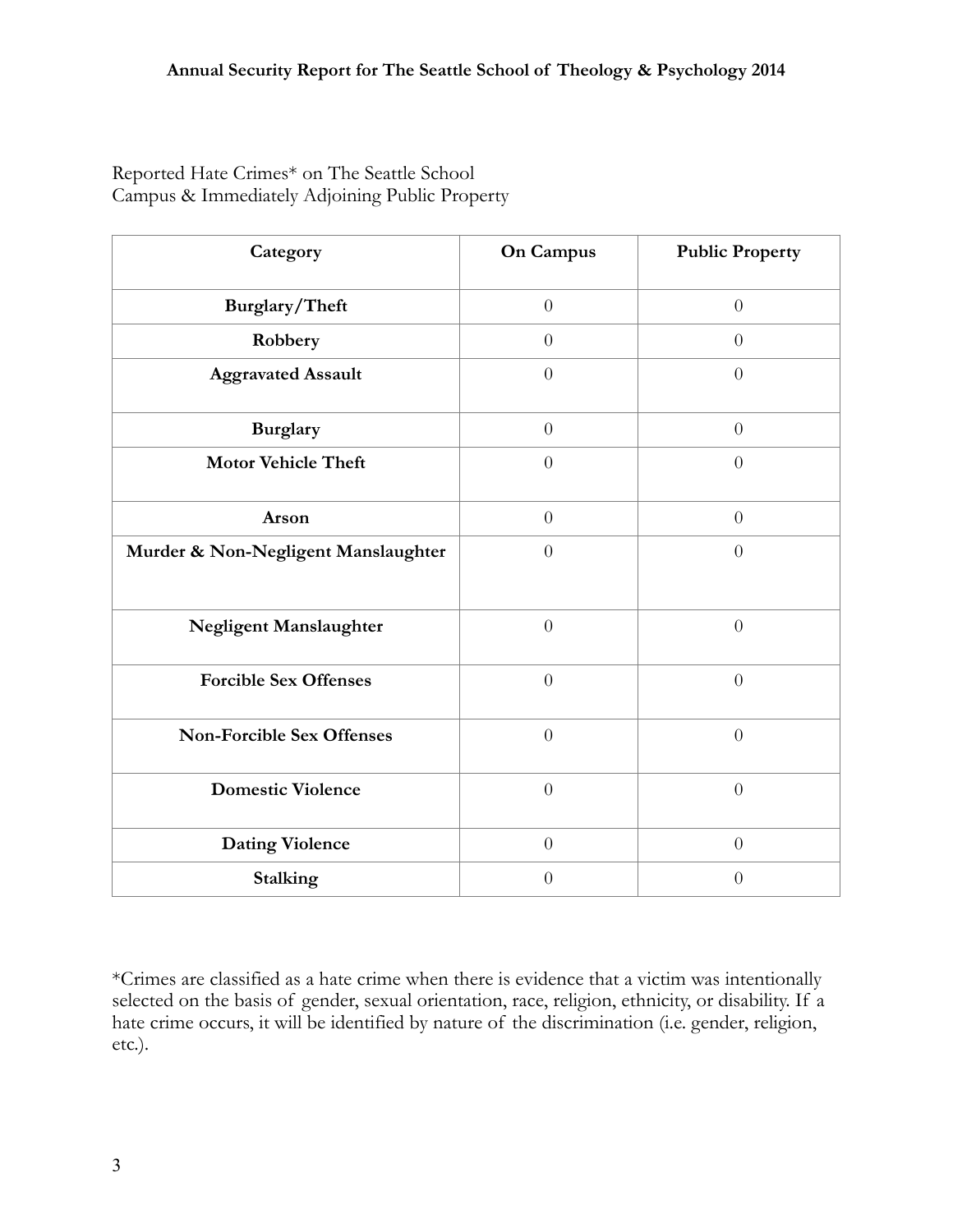Reported Hate Crimes* on The Seattle School
Campus & Immediately Adjoining Public Property

| Category | On Campus | Public Property |
|---|---|---|
| **Burglary/Theft** | 0 | 0 |
| **Robbery** | 0 | 0 |
| **Aggravated Assault** | 0 | 0 |
| **Burglary** | 0 | 0 |
| **Motor Vehicle Theft** | 0 | 0 |
| **Arson** | 0 | 0 |
| **Murder & Non-Negligent Manslaughter** | 0 | 0 |
| **Negligent Manslaughter** | 0 | 0 |
| **Forcible Sex Offenses** | 0 | 0 |
| **Non-Forcible Sex Offenses** | 0 | 0 |
| **Domestic Violence** | 0 | 0 |
| **Dating Violence** | 0 | 0 |
| **Stalking** | 0 | 0 |

*Crimes are classified as a hate crime when there is evidence that a victim was intentionally selected on the basis of gender, sexual orientation, race, religion, ethnicity, or disability. If a hate crime occurs, it will be identified by nature of the discrimination (i.e. gender, religion, etc.).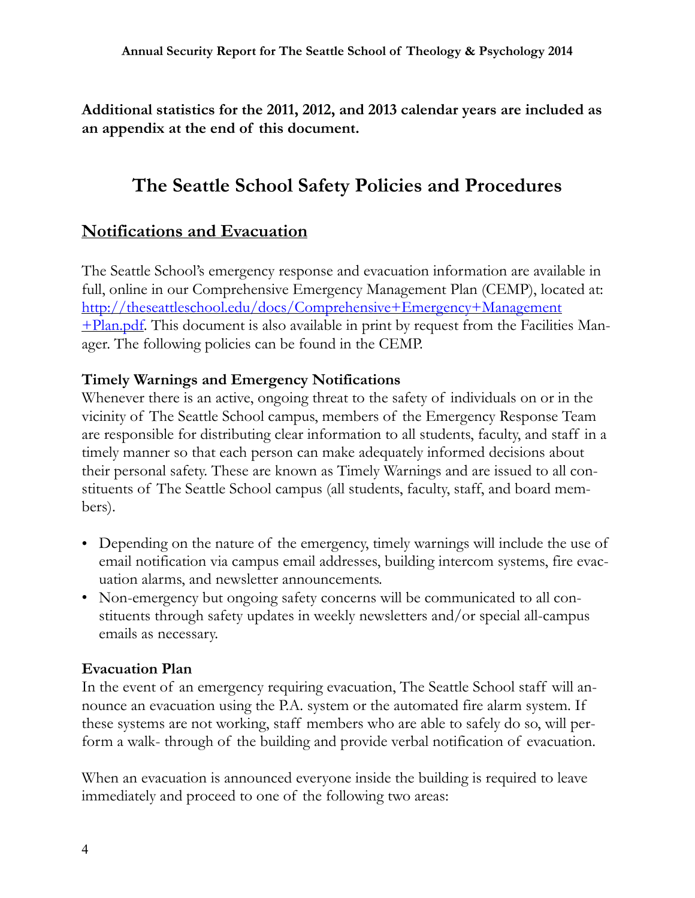**Additional statistics for the 2011, 2012, and 2013 calendar years are included as an appendix at the end of this document.**

# The Seattle School Safety Policies and Procedures

## Notifications and Evacuation

The Seattle School's emergency response and evacuation information are available in full, online in our Comprehensive Emergency Management Plan (CEMP), located at: [http://theseattleschool.edu/docs/Comprehensive+Emergency+Management+Plan.pdf](http://theseattleschool.edu/docs/Comprehensive+Emergency+Management+Plan.pdf). This document is also available in print by request from the Facilities Manager. The following policies can be found in the CEMP.

### Timely Warnings and Emergency Notifications

Whenever there is an active, ongoing threat to the safety of individuals on or in the vicinity of The Seattle School campus, members of the Emergency Response Team are responsible for distributing clear information to all students, faculty, and staff in a timely manner so that each person can make adequately informed decisions about their personal safety. These are known as Timely Warnings and are issued to all constituents of The Seattle School campus (all students, faculty, staff, and board members).

- Depending on the nature of the emergency, timely warnings will include the use of email notification via campus email addresses, building intercom systems, fire evacuation alarms, and newsletter announcements.
- Non-emergency but ongoing safety concerns will be communicated to all constituents through safety updates in weekly newsletters and/or special all-campus emails as necessary.

### Evacuation Plan

In the event of an emergency requiring evacuation, The Seattle School staff will announce an evacuation using the P.A. system or the automated fire alarm system. If these systems are not working, staff members who are able to safely do so, will perform a walk- through of the building and provide verbal notification of evacuation.

When an evacuation is announced everyone inside the building is required to leave immediately and proceed to one of the following two areas: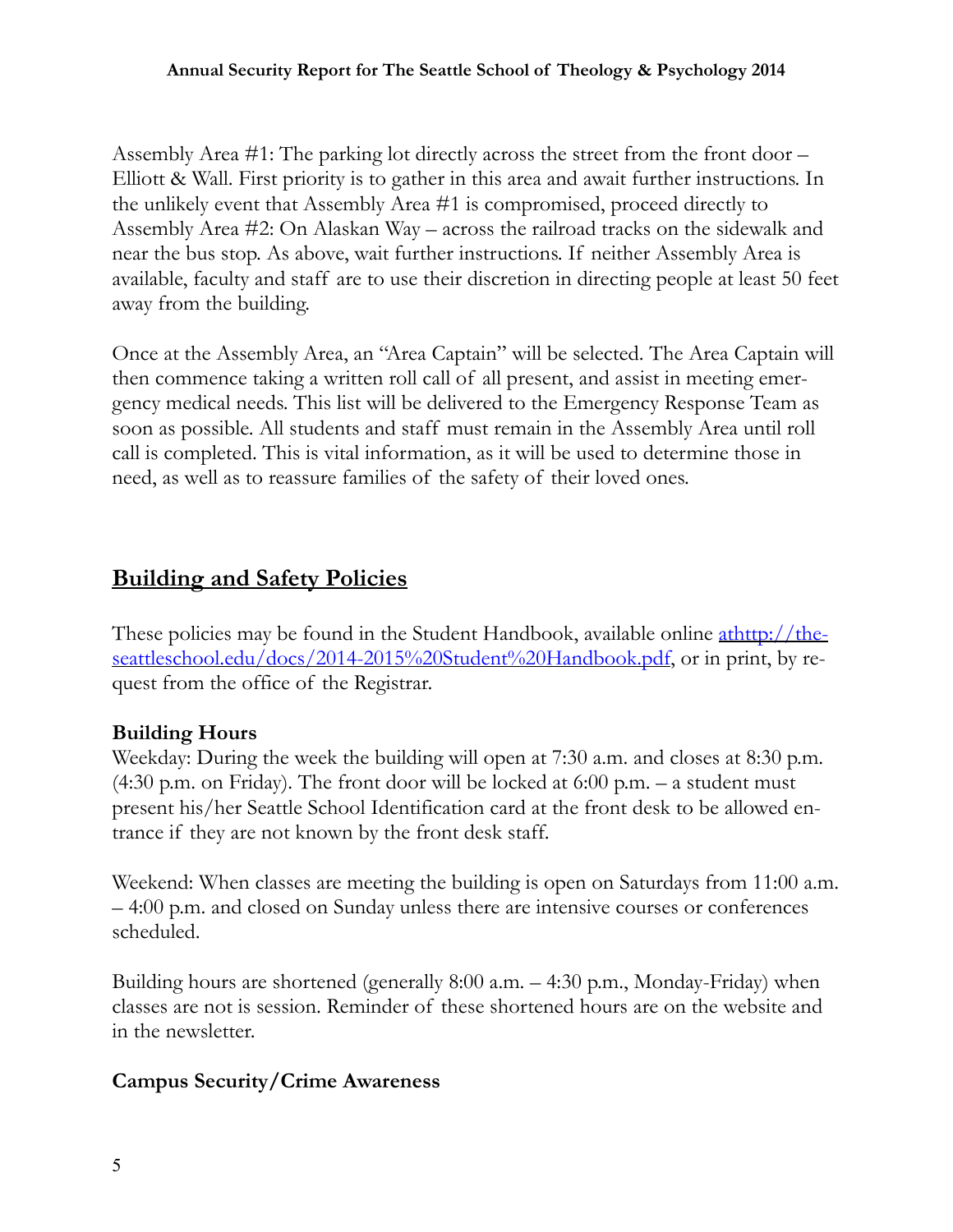Assembly Area #1: The parking lot directly across the street from the front door – Elliott & Wall. First priority is to gather in this area and await further instructions. In the unlikely event that Assembly Area #1 is compromised, proceed directly to Assembly Area #2: On Alaskan Way – across the railroad tracks on the sidewalk and near the bus stop. As above, wait further instructions. If neither Assembly Area is available, faculty and staff are to use their discretion in directing people at least 50 feet away from the building.

Once at the Assembly Area, an "Area Captain" will be selected. The Area Captain will then commence taking a written roll call of all present, and assist in meeting emergency medical needs. This list will be delivered to the Emergency Response Team as soon as possible. All students and staff must remain in the Assembly Area until roll call is completed. This is vital information, as it will be used to determine those in need, as well as to reassure families of the safety of their loved ones.

## Building and Safety Policies

These policies may be found in the Student Handbook, available online [athttp://theseattleschool.edu/docs/2014-2015%20Student%20Handbook.pdf](http://theseattleschool.edu/docs/2014-2015%20Student%20Handbook.pdf), or in print, by request from the office of the Registrar.

### Building Hours

Weekday: During the week the building will open at 7:30 a.m. and closes at 8:30 p.m. (4:30 p.m. on Friday). The front door will be locked at 6:00 p.m. – a student must present his/her Seattle School Identification card at the front desk to be allowed entrance if they are not known by the front desk staff.

Weekend: When classes are meeting the building is open on Saturdays from 11:00 a.m. – 4:00 p.m. and closed on Sunday unless there are intensive courses or conferences scheduled.

Building hours are shortened (generally 8:00 a.m. – 4:30 p.m., Monday-Friday) when classes are not is session. Reminder of these shortened hours are on the website and in the newsletter.

### Campus Security/Crime Awareness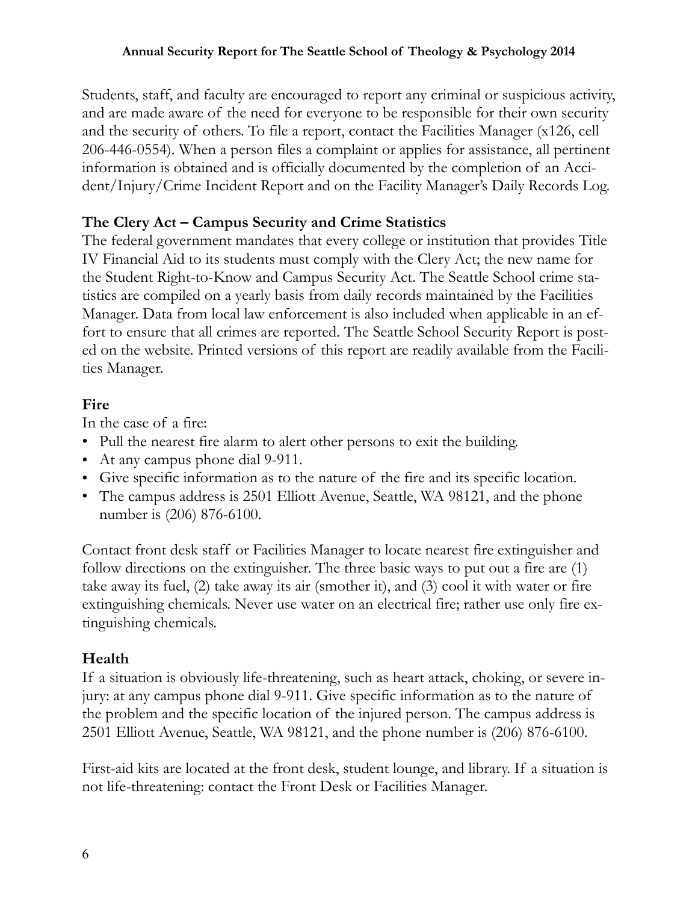Students, staff, and faculty are encouraged to report any criminal or suspicious activity, and are made aware of the need for everyone to be responsible for their own security and the security of others. To file a report, contact the Facilities Manager (x126, cell 206-446-0554). When a person files a complaint or applies for assistance, all pertinent information is obtained and is officially documented by the completion of an Accident/Injury/Crime Incident Report and on the Facility Manager's Daily Records Log.

### The Clery Act – Campus Security and Crime Statistics

The federal government mandates that every college or institution that provides Title IV Financial Aid to its students must comply with the Clery Act; the new name for the Student Right-to-Know and Campus Security Act. The Seattle School crime statistics are compiled on a yearly basis from daily records maintained by the Facilities Manager. Data from local law enforcement is also included when applicable in an effort to ensure that all crimes are reported. The Seattle School Security Report is posted on the website. Printed versions of this report are readily available from the Facilities Manager.

### Fire

In the case of a fire:

- Pull the nearest fire alarm to alert other persons to exit the building.
- At any campus phone dial 9-911.
- Give specific information as to the nature of the fire and its specific location.
- The campus address is 2501 Elliott Avenue, Seattle, WA 98121, and the phone number is (206) 876-6100.

Contact front desk staff or Facilities Manager to locate nearest fire extinguisher and follow directions on the extinguisher. The three basic ways to put out a fire are (1) take away its fuel, (2) take away its air (smother it), and (3) cool it with water or fire extinguishing chemicals. Never use water on an electrical fire; rather use only fire extinguishing chemicals.

### Health

If a situation is obviously life-threatening, such as heart attack, choking, or severe injury: at any campus phone dial 9-911. Give specific information as to the nature of the problem and the specific location of the injured person. The campus address is 2501 Elliott Avenue, Seattle, WA 98121, and the phone number is (206) 876-6100.

First-aid kits are located at the front desk, student lounge, and library. If a situation is not life-threatening: contact the Front Desk or Facilities Manager.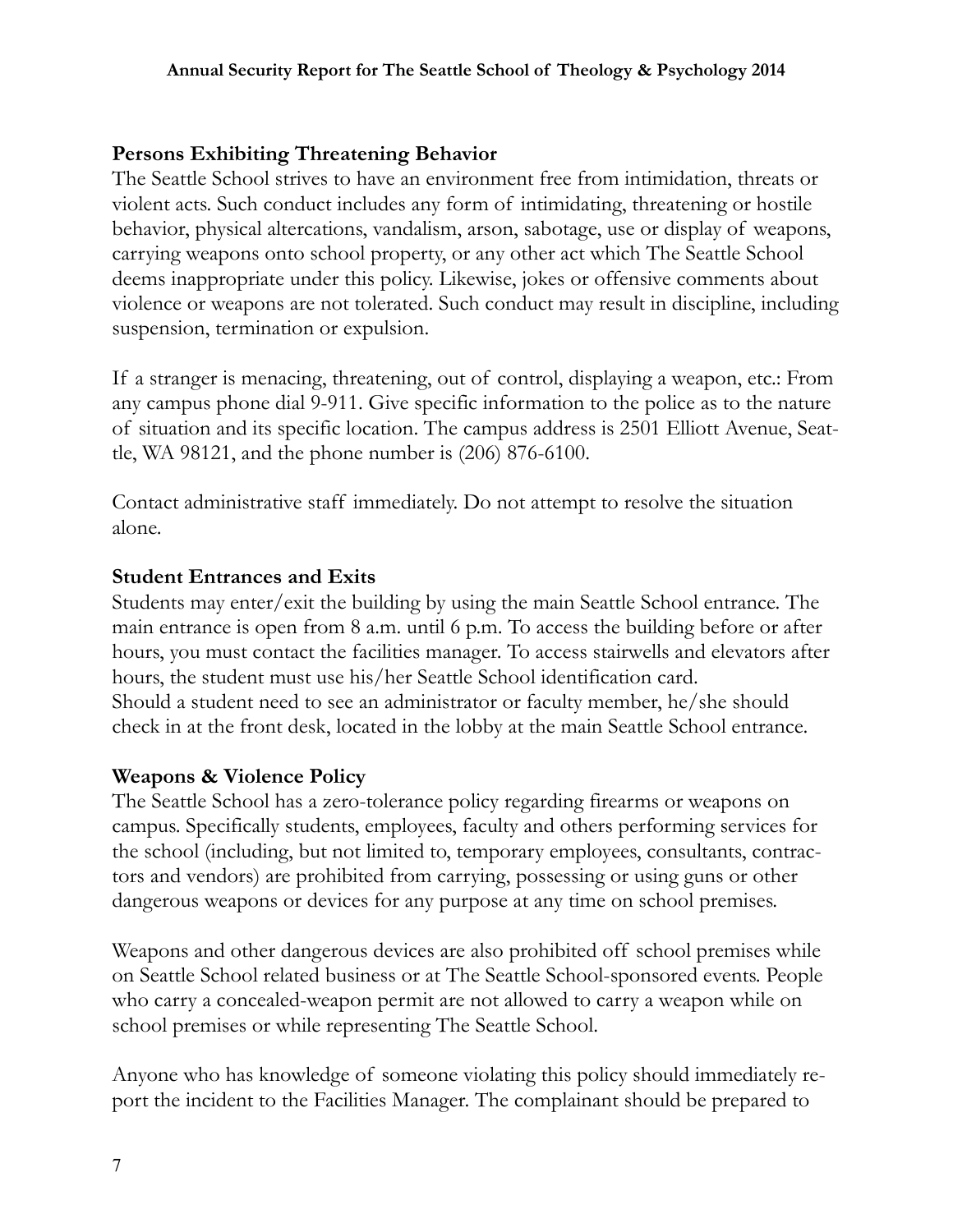**Persons Exhibiting Threatening Behavior**

The Seattle School strives to have an environment free from intimidation, threats or violent acts. Such conduct includes any form of intimidating, threatening or hostile behavior, physical altercations, vandalism, arson, sabotage, use or display of weapons, carrying weapons onto school property, or any other act which The Seattle School deems inappropriate under this policy. Likewise, jokes or offensive comments about violence or weapons are not tolerated. Such conduct may result in discipline, including suspension, termination or expulsion.

If a stranger is menacing, threatening, out of control, displaying a weapon, etc.: From any campus phone dial 9-911. Give specific information to the police as to the nature of situation and its specific location. The campus address is 2501 Elliott Avenue, Seattle, WA 98121, and the phone number is (206) 876-6100.

Contact administrative staff immediately. Do not attempt to resolve the situation alone.

**Student Entrances and Exits**

Students may enter/exit the building by using the main Seattle School entrance. The main entrance is open from 8 a.m. until 6 p.m. To access the building before or after hours, you must contact the facilities manager. To access stairwells and elevators after hours, the student must use his/her Seattle School identification card.
Should a student need to see an administrator or faculty member, he/she should check in at the front desk, located in the lobby at the main Seattle School entrance.

**Weapons & Violence Policy**

The Seattle School has a zero-tolerance policy regarding firearms or weapons on campus. Specifically students, employees, faculty and others performing services for the school (including, but not limited to, temporary employees, consultants, contractors and vendors) are prohibited from carrying, possessing or using guns or other dangerous weapons or devices for any purpose at any time on school premises.

Weapons and other dangerous devices are also prohibited off school premises while on Seattle School related business or at The Seattle School-sponsored events. People who carry a concealed-weapon permit are not allowed to carry a weapon while on school premises or while representing The Seattle School.

Anyone who has knowledge of someone violating this policy should immediately report the incident to the Facilities Manager. The complainant should be prepared to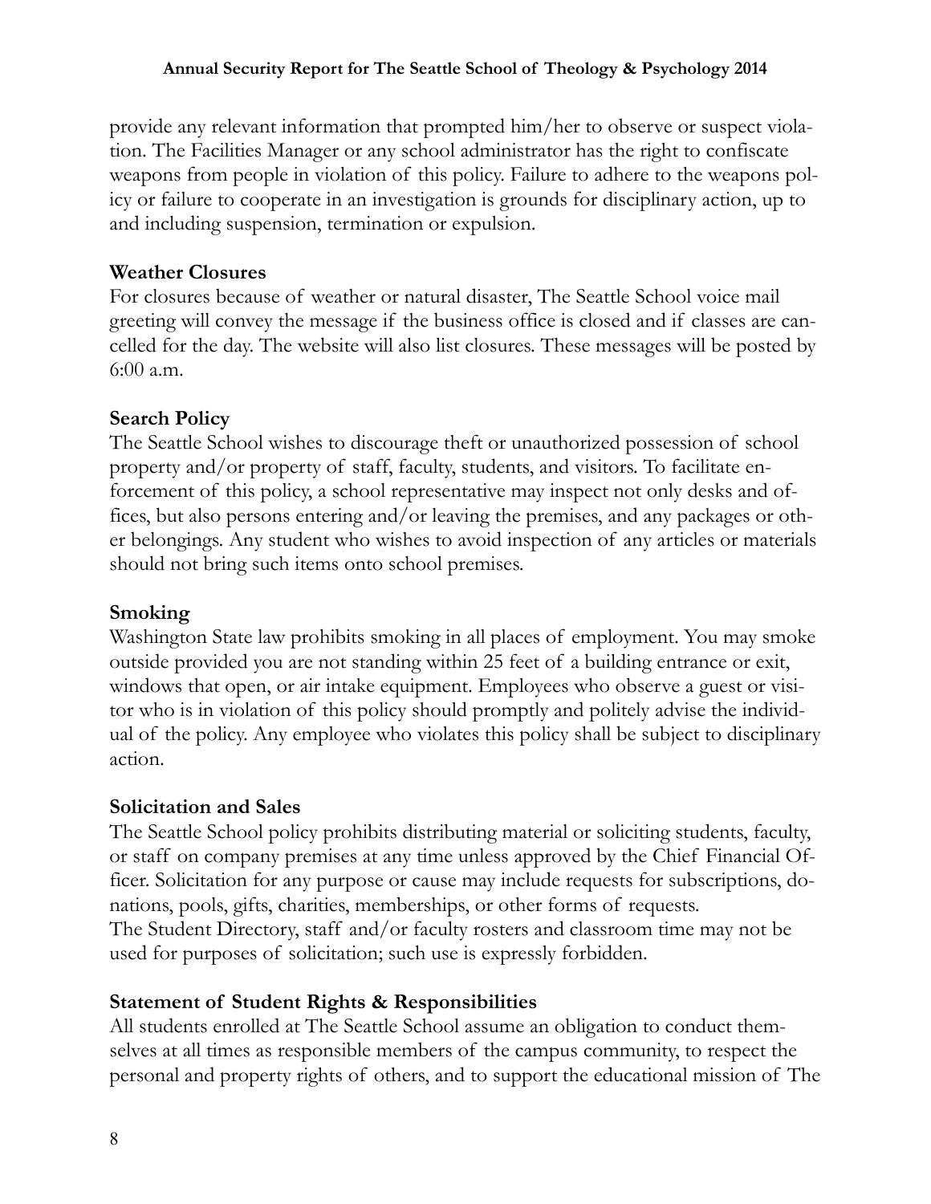provide any relevant information that prompted him/her to observe or suspect violation. The Facilities Manager or any school administrator has the right to confiscate weapons from people in violation of this policy. Failure to adhere to the weapons policy or failure to cooperate in an investigation is grounds for disciplinary action, up to and including suspension, termination or expulsion.

**Weather Closures**

For closures because of weather or natural disaster, The Seattle School voice mail greeting will convey the message if the business office is closed and if classes are cancelled for the day. The website will also list closures. These messages will be posted by 6:00 a.m.

**Search Policy**

The Seattle School wishes to discourage theft or unauthorized possession of school property and/or property of staff, faculty, students, and visitors. To facilitate enforcement of this policy, a school representative may inspect not only desks and offices, but also persons entering and/or leaving the premises, and any packages or other belongings. Any student who wishes to avoid inspection of any articles or materials should not bring such items onto school premises.

**Smoking**

Washington State law prohibits smoking in all places of employment. You may smoke outside provided you are not standing within 25 feet of a building entrance or exit, windows that open, or air intake equipment. Employees who observe a guest or visitor who is in violation of this policy should promptly and politely advise the individual of the policy. Any employee who violates this policy shall be subject to disciplinary action.

**Solicitation and Sales**

The Seattle School policy prohibits distributing material or soliciting students, faculty, or staff on company premises at any time unless approved by the Chief Financial Officer. Solicitation for any purpose or cause may include requests for subscriptions, donations, pools, gifts, charities, memberships, or other forms of requests.
The Student Directory, staff and/or faculty rosters and classroom time may not be used for purposes of solicitation; such use is expressly forbidden.

**Statement of Student Rights & Responsibilities**

All students enrolled at The Seattle School assume an obligation to conduct themselves at all times as responsible members of the campus community, to respect the personal and property rights of others, and to support the educational mission of The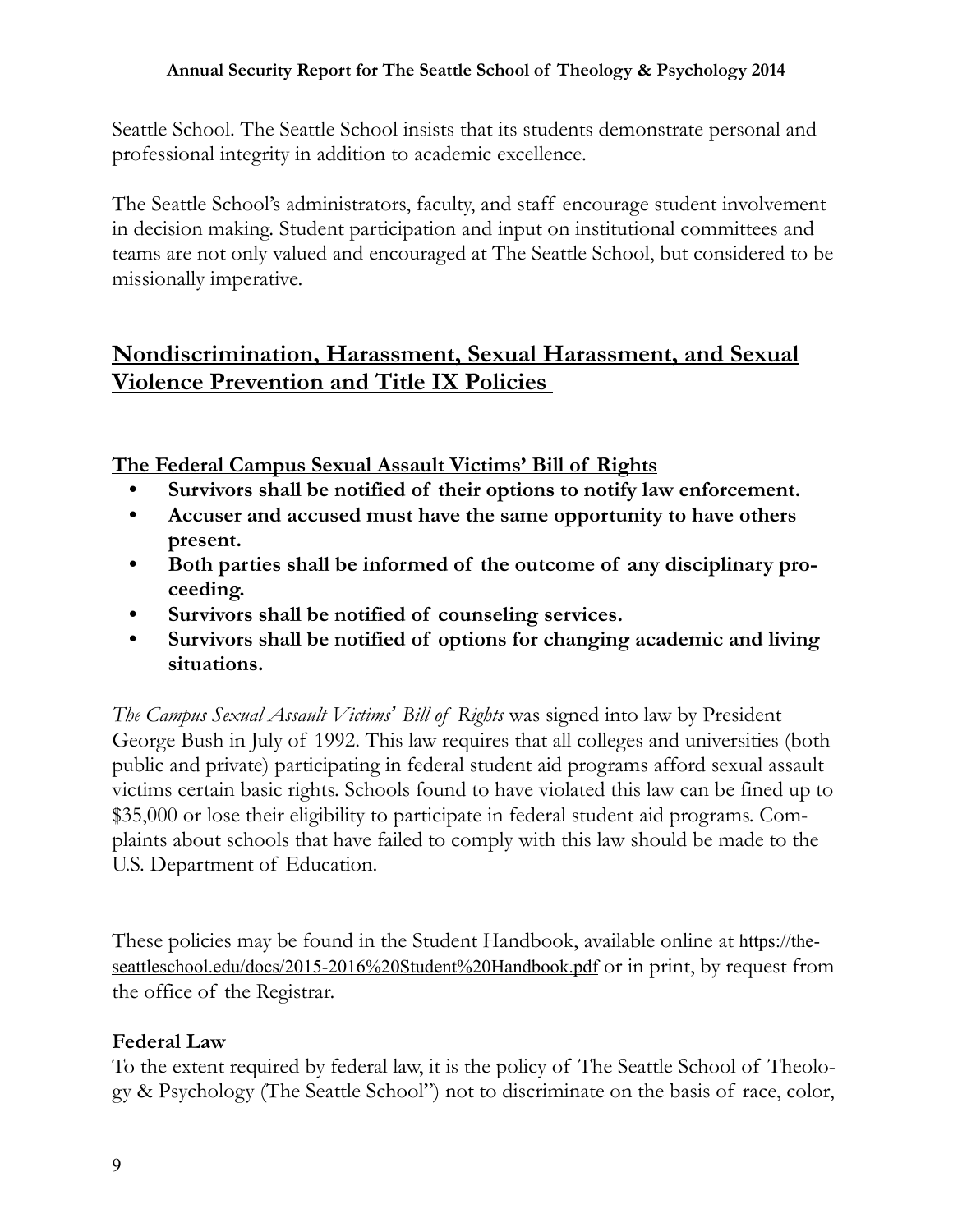Seattle School. The Seattle School insists that its students demonstrate personal and professional integrity in addition to academic excellence.

The Seattle School's administrators, faculty, and staff encourage student involvement in decision making. Student participation and input on institutional committees and teams are not only valued and encouraged at The Seattle School, but considered to be missionally imperative.

## Nondiscrimination, Harassment, Sexual Harassment, and Sexual Violence Prevention and Title IX Policies

### The Federal Campus Sexual Assault Victims' Bill of Rights

- **Survivors shall be notified of their options to notify law enforcement.**
- **Accuser and accused must have the same opportunity to have others present.**
- **Both parties shall be informed of the outcome of any disciplinary proceeding.**
- **Survivors shall be notified of counseling services.**
- **Survivors shall be notified of options for changing academic and living situations.**

*The Campus Sexual Assault Victims' Bill of Rights* was signed into law by President George Bush in July of 1992. This law requires that all colleges and universities (both public and private) participating in federal student aid programs afford sexual assault victims certain basic rights. Schools found to have violated this law can be fined up to $35,000 or lose their eligibility to participate in federal student aid programs. Complaints about schools that have failed to comply with this law should be made to the U.S. Department of Education.

These policies may be found in the Student Handbook, available online at https://theseattleschool.edu/docs/2015-2016%20Student%20Handbook.pdf or in print, by request from the office of the Registrar.

### Federal Law

To the extent required by federal law, it is the policy of The Seattle School of Theology & Psychology (The Seattle School") not to discriminate on the basis of race, color,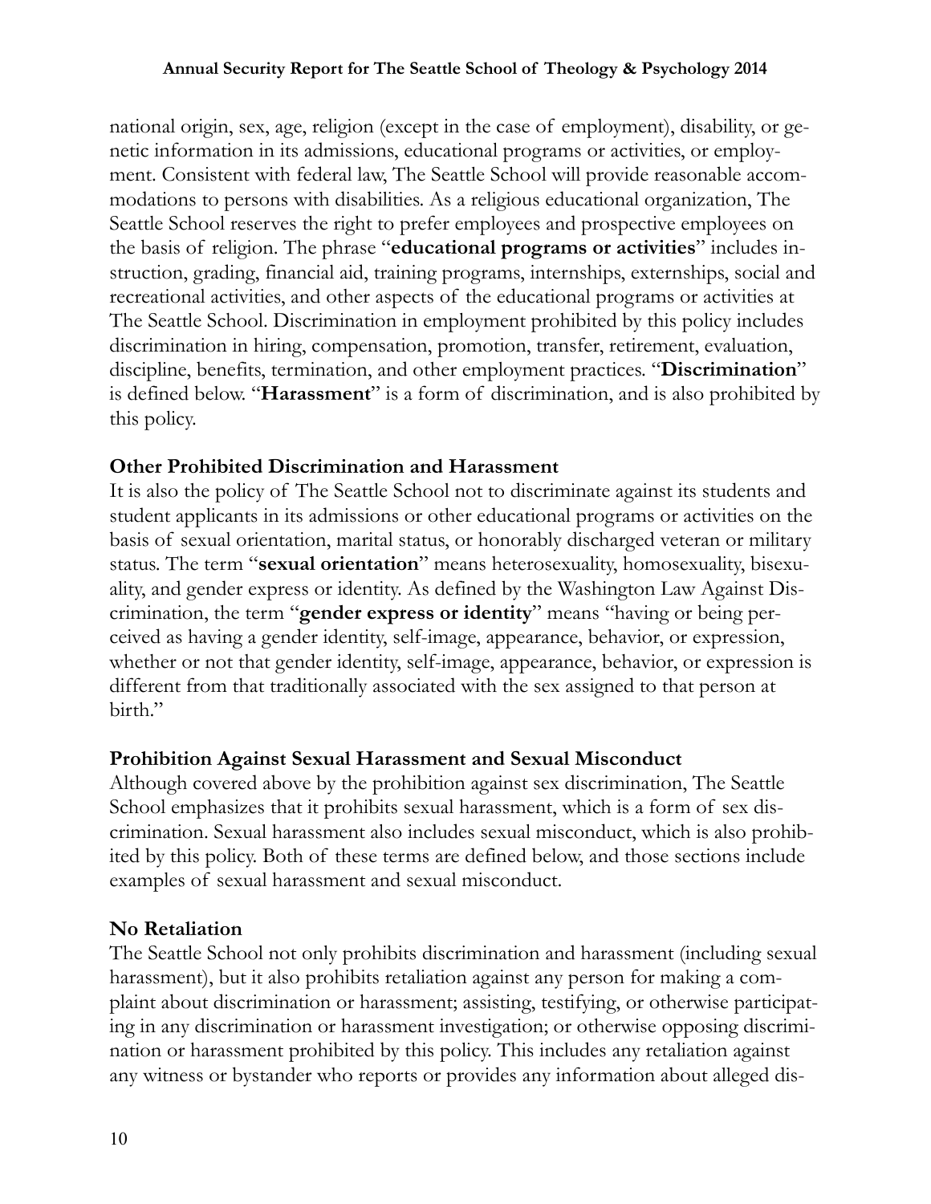national origin, sex, age, religion (except in the case of employment), disability, or genetic information in its admissions, educational programs or activities, or employment. Consistent with federal law, The Seattle School will provide reasonable accommodations to persons with disabilities. As a religious educational organization, The Seattle School reserves the right to prefer employees and prospective employees on the basis of religion. The phrase "**educational programs or activities**" includes instruction, grading, financial aid, training programs, internships, externships, social and recreational activities, and other aspects of the educational programs or activities at The Seattle School. Discrimination in employment prohibited by this policy includes discrimination in hiring, compensation, promotion, transfer, retirement, evaluation, discipline, benefits, termination, and other employment practices. "**Discrimination**" is defined below. "**Harassment**" is a form of discrimination, and is also prohibited by this policy.

**Other Prohibited Discrimination and Harassment**

It is also the policy of The Seattle School not to discriminate against its students and student applicants in its admissions or other educational programs or activities on the basis of sexual orientation, marital status, or honorably discharged veteran or military status. The term "**sexual orientation**" means heterosexuality, homosexuality, bisexuality, and gender express or identity. As defined by the Washington Law Against Discrimination, the term "**gender express or identity**" means "having or being perceived as having a gender identity, self-image, appearance, behavior, or expression, whether or not that gender identity, self-image, appearance, behavior, or expression is different from that traditionally associated with the sex assigned to that person at birth."

**Prohibition Against Sexual Harassment and Sexual Misconduct**

Although covered above by the prohibition against sex discrimination, The Seattle School emphasizes that it prohibits sexual harassment, which is a form of sex discrimination. Sexual harassment also includes sexual misconduct, which is also prohibited by this policy. Both of these terms are defined below, and those sections include examples of sexual harassment and sexual misconduct.

**No Retaliation**

The Seattle School not only prohibits discrimination and harassment (including sexual harassment), but it also prohibits retaliation against any person for making a complaint about discrimination or harassment; assisting, testifying, or otherwise participating in any discrimination or harassment investigation; or otherwise opposing discrimination or harassment prohibited by this policy. This includes any retaliation against any witness or bystander who reports or provides any information about alleged dis-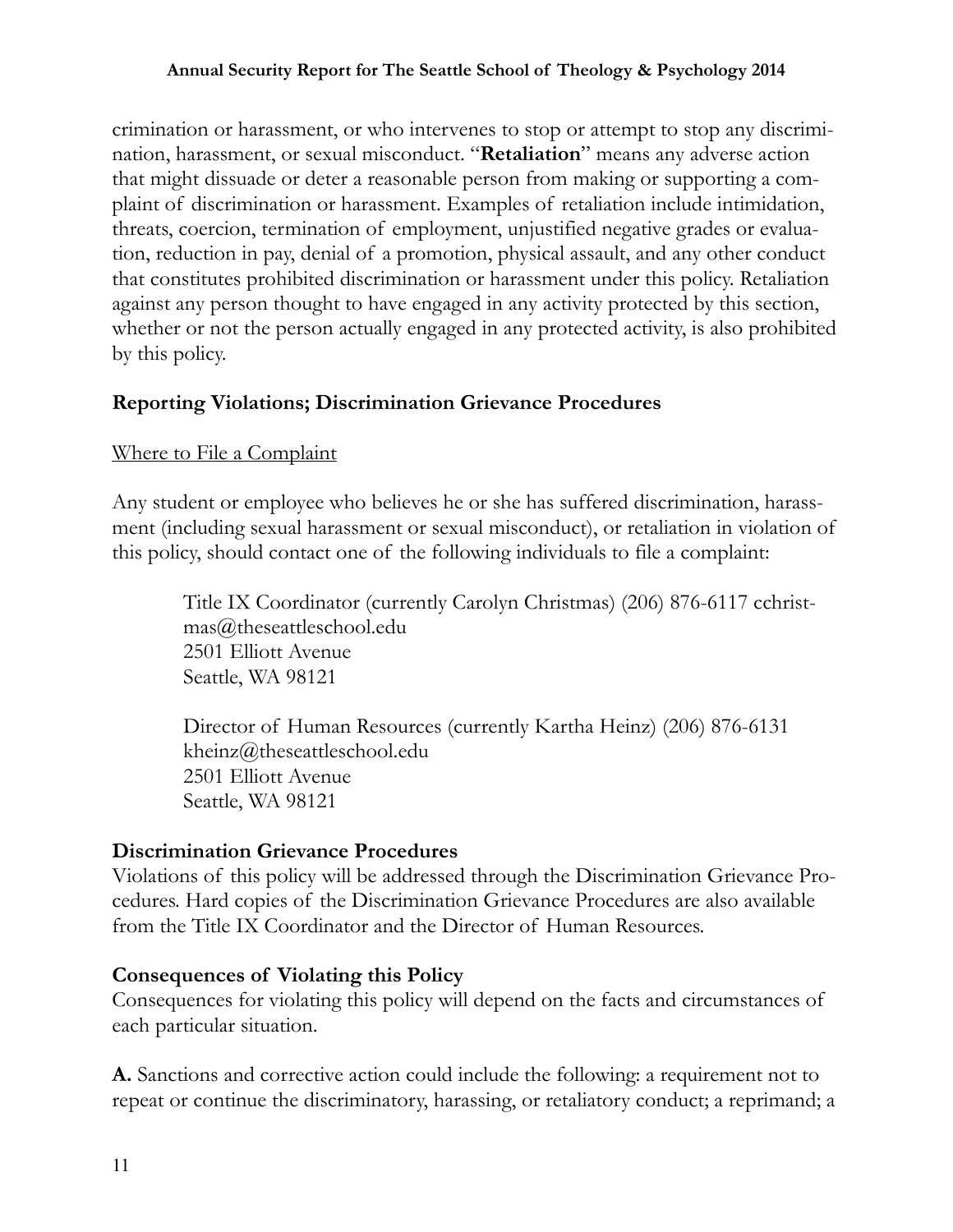crimination or harassment, or who intervenes to stop or attempt to stop any discrimination, harassment, or sexual misconduct. "**Retaliation**" means any adverse action that might dissuade or deter a reasonable person from making or supporting a complaint of discrimination or harassment. Examples of retaliation include intimidation, threats, coercion, termination of employment, unjustified negative grades or evaluation, reduction in pay, denial of a promotion, physical assault, and any other conduct that constitutes prohibited discrimination or harassment under this policy. Retaliation against any person thought to have engaged in any activity protected by this section, whether or not the person actually engaged in any protected activity, is also prohibited by this policy.

### Reporting Violations; Discrimination Grievance Procedures

<u>Where to File a Complaint</u>

Any student or employee who believes he or she has suffered discrimination, harassment (including sexual harassment or sexual misconduct), or retaliation in violation of this policy, should contact one of the following individuals to file a complaint:

> Title IX Coordinator (currently Carolyn Christmas) (206) 876-6117 cchristmas@theseattleschool.edu
> 2501 Elliott Avenue
> Seattle, WA 98121
>
> Director of Human Resources (currently Kartha Heinz) (206) 876-6131
> kheinz@theseattleschool.edu
> 2501 Elliott Avenue
> Seattle, WA 98121

### Discrimination Grievance Procedures

Violations of this policy will be addressed through the Discrimination Grievance Procedures. Hard copies of the Discrimination Grievance Procedures are also available from the Title IX Coordinator and the Director of Human Resources.

### Consequences of Violating this Policy

Consequences for violating this policy will depend on the facts and circumstances of each particular situation.

**A.** Sanctions and corrective action could include the following: a requirement not to repeat or continue the discriminatory, harassing, or retaliatory conduct; a reprimand; a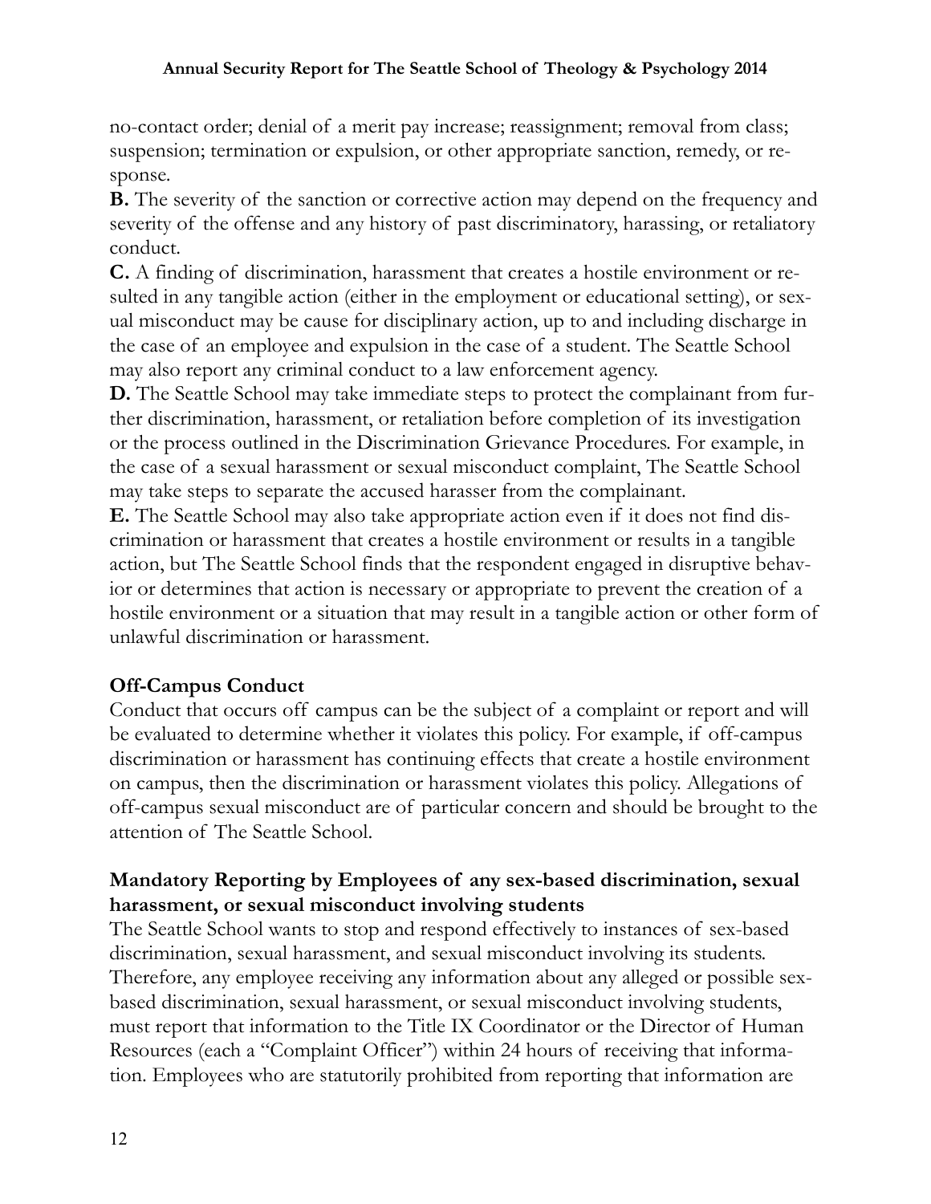no-contact order; denial of a merit pay increase; reassignment; removal from class; suspension; termination or expulsion, or other appropriate sanction, remedy, or response.

**B.** The severity of the sanction or corrective action may depend on the frequency and severity of the offense and any history of past discriminatory, harassing, or retaliatory conduct.

**C.** A finding of discrimination, harassment that creates a hostile environment or resulted in any tangible action (either in the employment or educational setting), or sexual misconduct may be cause for disciplinary action, up to and including discharge in the case of an employee and expulsion in the case of a student. The Seattle School may also report any criminal conduct to a law enforcement agency.

**D.** The Seattle School may take immediate steps to protect the complainant from further discrimination, harassment, or retaliation before completion of its investigation or the process outlined in the Discrimination Grievance Procedures. For example, in the case of a sexual harassment or sexual misconduct complaint, The Seattle School may take steps to separate the accused harasser from the complainant.

**E.** The Seattle School may also take appropriate action even if it does not find discrimination or harassment that creates a hostile environment or results in a tangible action, but The Seattle School finds that the respondent engaged in disruptive behavior or determines that action is necessary or appropriate to prevent the creation of a hostile environment or a situation that may result in a tangible action or other form of unlawful discrimination or harassment.

### Off-Campus Conduct

Conduct that occurs off campus can be the subject of a complaint or report and will be evaluated to determine whether it violates this policy. For example, if off-campus discrimination or harassment has continuing effects that create a hostile environment on campus, then the discrimination or harassment violates this policy. Allegations of off-campus sexual misconduct are of particular concern and should be brought to the attention of The Seattle School.

### Mandatory Reporting by Employees of any sex-based discrimination, sexual harassment, or sexual misconduct involving students

The Seattle School wants to stop and respond effectively to instances of sex-based discrimination, sexual harassment, and sexual misconduct involving its students. Therefore, any employee receiving any information about any alleged or possible sex-based discrimination, sexual harassment, or sexual misconduct involving students, must report that information to the Title IX Coordinator or the Director of Human Resources (each a "Complaint Officer") within 24 hours of receiving that information. Employees who are statutorily prohibited from reporting that information are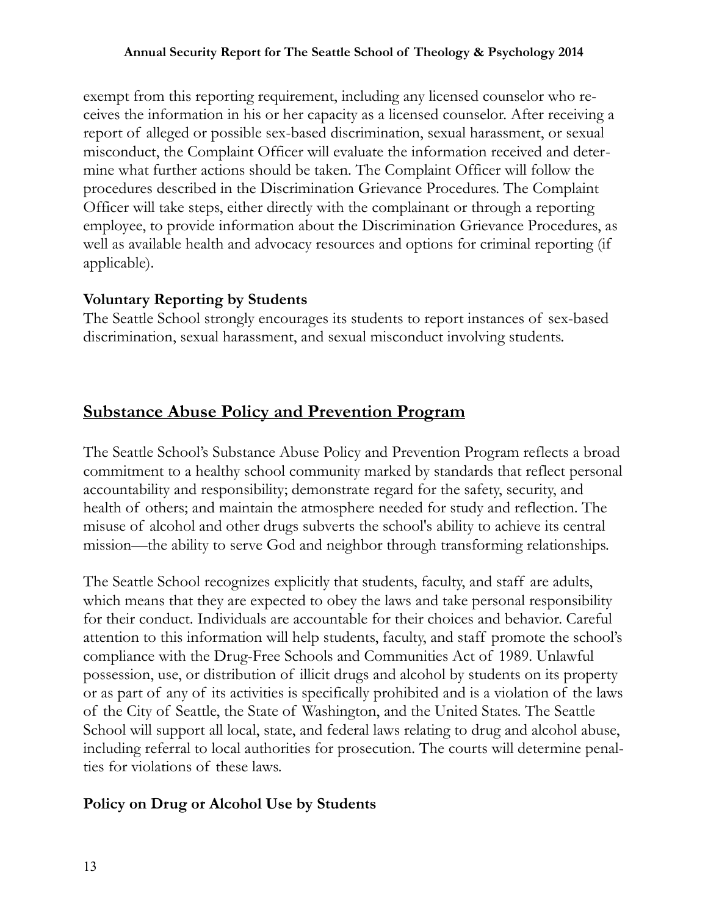exempt from this reporting requirement, including any licensed counselor who receives the information in his or her capacity as a licensed counselor. After receiving a report of alleged or possible sex-based discrimination, sexual harassment, or sexual misconduct, the Complaint Officer will evaluate the information received and determine what further actions should be taken. The Complaint Officer will follow the procedures described in the Discrimination Grievance Procedures. The Complaint Officer will take steps, either directly with the complainant or through a reporting employee, to provide information about the Discrimination Grievance Procedures, as well as available health and advocacy resources and options for criminal reporting (if applicable).

**Voluntary Reporting by Students**

The Seattle School strongly encourages its students to report instances of sex-based discrimination, sexual harassment, and sexual misconduct involving students.

## Substance Abuse Policy and Prevention Program

The Seattle School's Substance Abuse Policy and Prevention Program reflects a broad commitment to a healthy school community marked by standards that reflect personal accountability and responsibility; demonstrate regard for the safety, security, and health of others; and maintain the atmosphere needed for study and reflection. The misuse of alcohol and other drugs subverts the school's ability to achieve its central mission—the ability to serve God and neighbor through transforming relationships.

The Seattle School recognizes explicitly that students, faculty, and staff are adults, which means that they are expected to obey the laws and take personal responsibility for their conduct. Individuals are accountable for their choices and behavior. Careful attention to this information will help students, faculty, and staff promote the school's compliance with the Drug-Free Schools and Communities Act of 1989. Unlawful possession, use, or distribution of illicit drugs and alcohol by students on its property or as part of any of its activities is specifically prohibited and is a violation of the laws of the City of Seattle, the State of Washington, and the United States. The Seattle School will support all local, state, and federal laws relating to drug and alcohol abuse, including referral to local authorities for prosecution. The courts will determine penalties for violations of these laws.

**Policy on Drug or Alcohol Use by Students**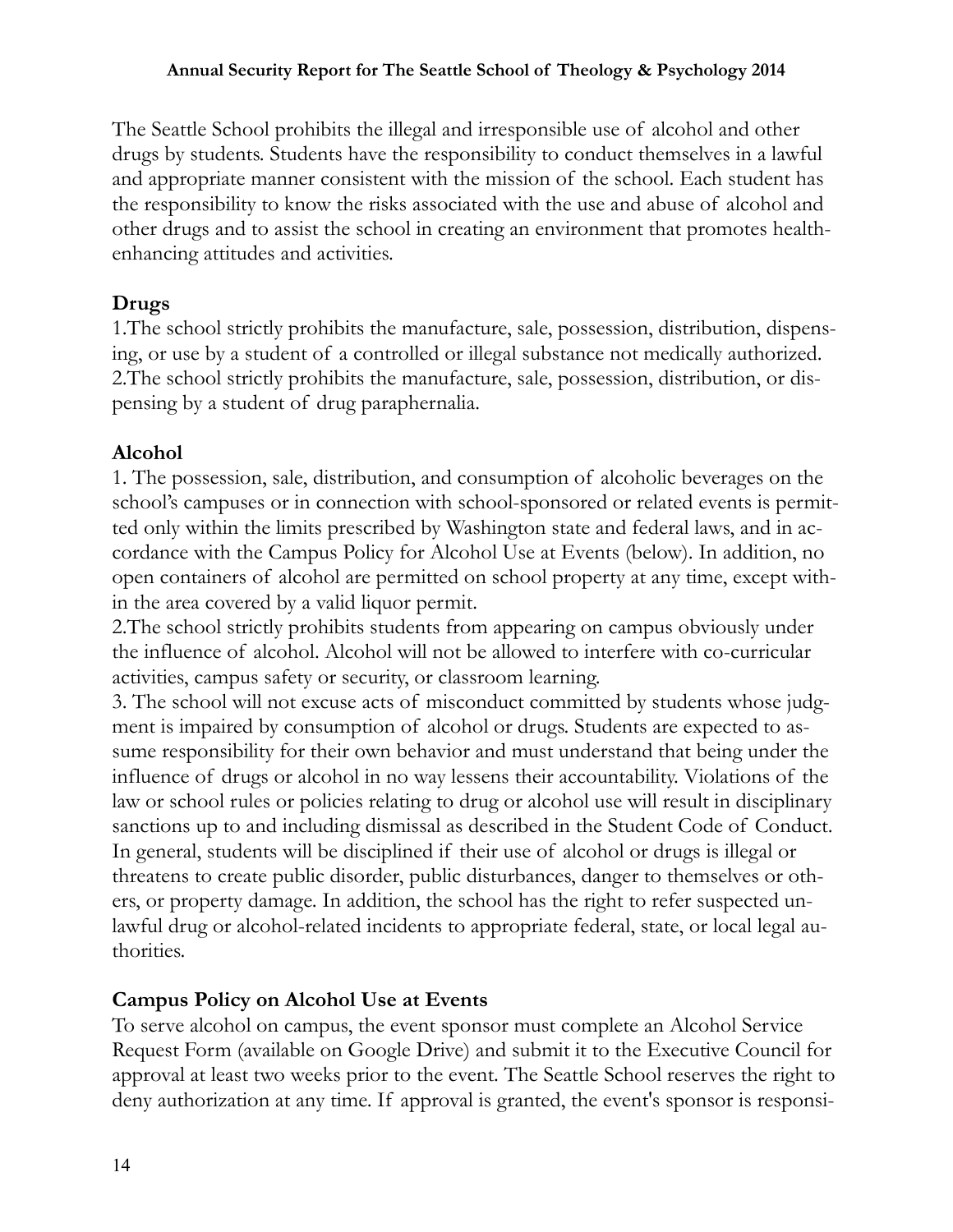The Seattle School prohibits the illegal and irresponsible use of alcohol and other drugs by students. Students have the responsibility to conduct themselves in a lawful and appropriate manner consistent with the mission of the school. Each student has the responsibility to know the risks associated with the use and abuse of alcohol and other drugs and to assist the school in creating an environment that promotes health-enhancing attitudes and activities.

**Drugs**

1.The school strictly prohibits the manufacture, sale, possession, distribution, dispensing, or use by a student of a controlled or illegal substance not medically authorized.
2.The school strictly prohibits the manufacture, sale, possession, distribution, or dispensing by a student of drug paraphernalia.

**Alcohol**

1. The possession, sale, distribution, and consumption of alcoholic beverages on the school's campuses or in connection with school-sponsored or related events is permitted only within the limits prescribed by Washington state and federal laws, and in accordance with the Campus Policy for Alcohol Use at Events (below). In addition, no open containers of alcohol are permitted on school property at any time, except within the area covered by a valid liquor permit.
2.The school strictly prohibits students from appearing on campus obviously under the influence of alcohol. Alcohol will not be allowed to interfere with co-curricular activities, campus safety or security, or classroom learning.
3. The school will not excuse acts of misconduct committed by students whose judgment is impaired by consumption of alcohol or drugs. Students are expected to assume responsibility for their own behavior and must understand that being under the influence of drugs or alcohol in no way lessens their accountability. Violations of the law or school rules or policies relating to drug or alcohol use will result in disciplinary sanctions up to and including dismissal as described in the Student Code of Conduct. In general, students will be disciplined if their use of alcohol or drugs is illegal or threatens to create public disorder, public disturbances, danger to themselves or others, or property damage. In addition, the school has the right to refer suspected unlawful drug or alcohol-related incidents to appropriate federal, state, or local legal authorities.

**Campus Policy on Alcohol Use at Events**

To serve alcohol on campus, the event sponsor must complete an Alcohol Service Request Form (available on Google Drive) and submit it to the Executive Council for approval at least two weeks prior to the event. The Seattle School reserves the right to deny authorization at any time. If approval is granted, the event's sponsor is responsi-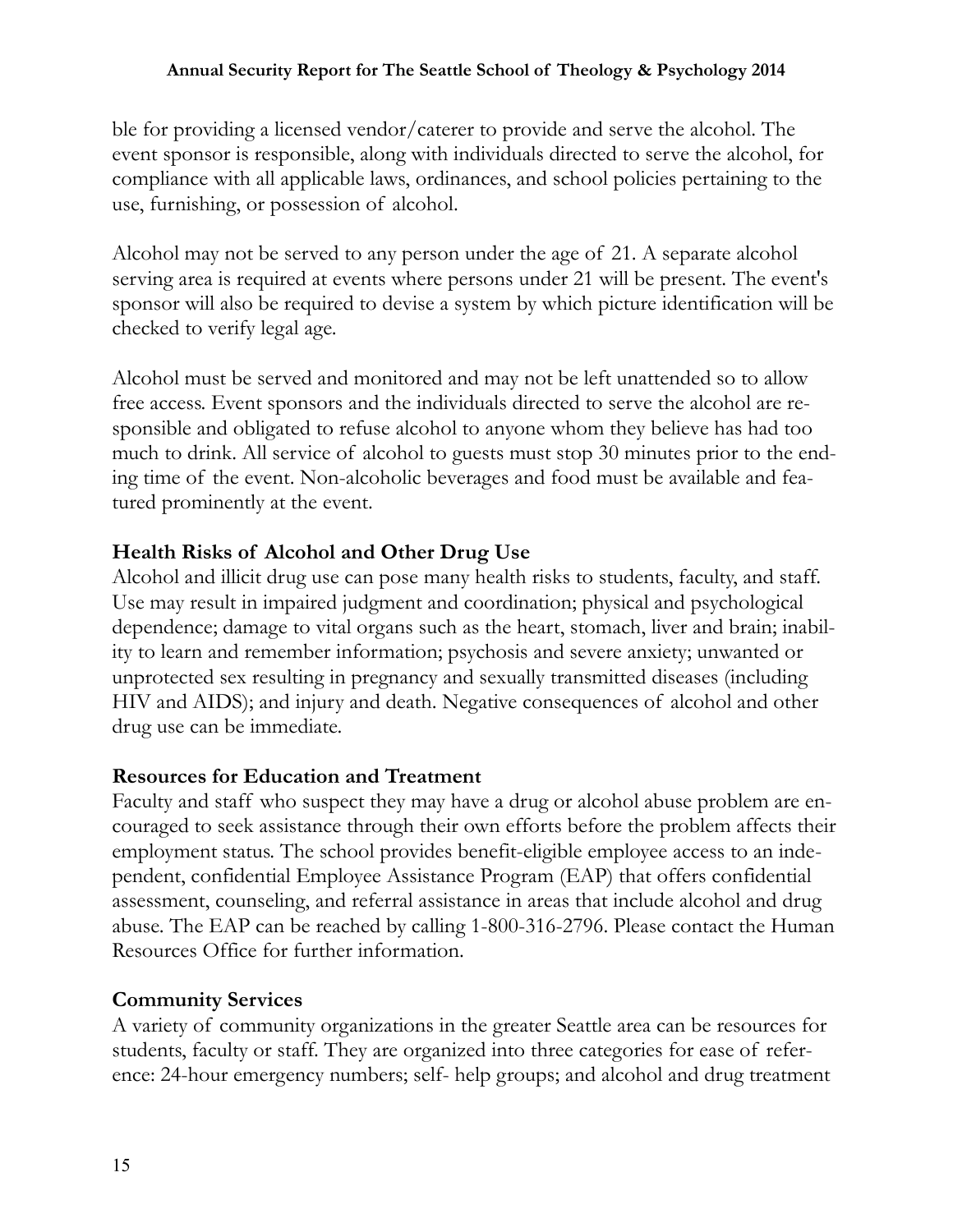ble for providing a licensed vendor/caterer to provide and serve the alcohol. The event sponsor is responsible, along with individuals directed to serve the alcohol, for compliance with all applicable laws, ordinances, and school policies pertaining to the use, furnishing, or possession of alcohol.

Alcohol may not be served to any person under the age of 21. A separate alcohol serving area is required at events where persons under 21 will be present. The event's sponsor will also be required to devise a system by which picture identification will be checked to verify legal age.

Alcohol must be served and monitored and may not be left unattended so to allow free access. Event sponsors and the individuals directed to serve the alcohol are responsible and obligated to refuse alcohol to anyone whom they believe has had too much to drink. All service of alcohol to guests must stop 30 minutes prior to the ending time of the event. Non-alcoholic beverages and food must be available and featured prominently at the event.

**Health Risks of Alcohol and Other Drug Use**

Alcohol and illicit drug use can pose many health risks to students, faculty, and staff. Use may result in impaired judgment and coordination; physical and psychological dependence; damage to vital organs such as the heart, stomach, liver and brain; inability to learn and remember information; psychosis and severe anxiety; unwanted or unprotected sex resulting in pregnancy and sexually transmitted diseases (including HIV and AIDS); and injury and death. Negative consequences of alcohol and other drug use can be immediate.

**Resources for Education and Treatment**

Faculty and staff who suspect they may have a drug or alcohol abuse problem are encouraged to seek assistance through their own efforts before the problem affects their employment status. The school provides benefit-eligible employee access to an independent, confidential Employee Assistance Program (EAP) that offers confidential assessment, counseling, and referral assistance in areas that include alcohol and drug abuse. The EAP can be reached by calling 1-800-316-2796. Please contact the Human Resources Office for further information.

**Community Services**

A variety of community organizations in the greater Seattle area can be resources for students, faculty or staff. They are organized into three categories for ease of reference: 24-hour emergency numbers; self- help groups; and alcohol and drug treatment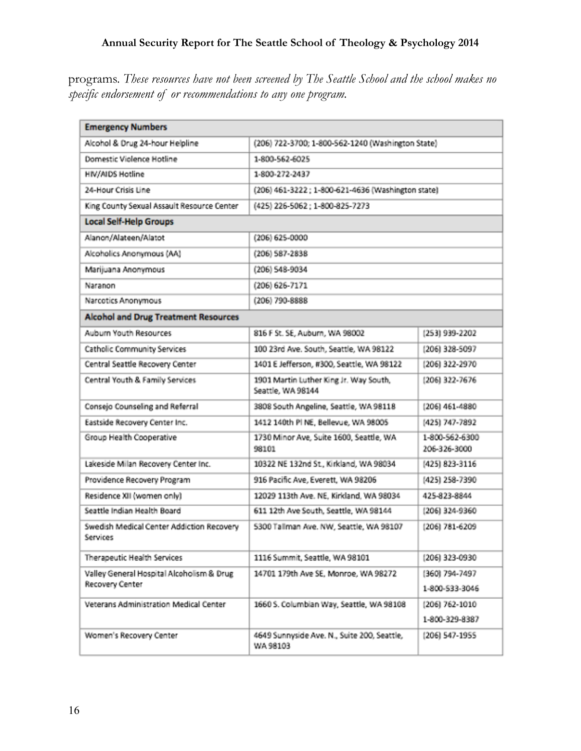programs. *These resources have not been screened by The Seattle School and the school makes no specific endorsement of or recommendations to any one program.*

| **Emergency Numbers** | | |
|---|---|---|
| Alcohol & Drug 24-hour Helpline | (206) 722-3700; 1-800-562-1240 (Washington State) | |
| Domestic Violence Hotline | 1-800-562-6025 | |
| HIV/AIDS Hotline | 1-800-272-2437 | |
| 24-Hour Crisis Line | (206) 461-3222 ; 1-800-621-4636 (Washington state) | |
| King County Sexual Assault Resource Center | (425) 226-5062 ; 1-800-825-7273 | |
| **Local Self-Help Groups** | | |
| Alanon/Alateen/Alatot | (206) 625-0000 | |
| Alcoholics Anonymous (AA) | (206) 587-2838 | |
| Marijuana Anonymous | (206) 548-9034 | |
| Naranon | (206) 626-7171 | |
| Narcotics Anonymous | (206) 790-8888 | |
| **Alcohol and Drug Treatment Resources** | | |
| Auburn Youth Resources | 816 F St. SE, Auburn, WA 98002 | (253) 939-2202 |
| Catholic Community Services | 100 23rd Ave. South, Seattle, WA 98122 | (206) 328-5097 |
| Central Seattle Recovery Center | 1401 E Jefferson, #300, Seattle, WA 98122 | (206) 322-2970 |
| Central Youth & Family Services | 1901 Martin Luther King Jr. Way South, Seattle, WA 98144 | (206) 322-7676 |
| Consejo Counseling and Referral | 3808 South Angeline, Seattle, WA 98118 | (206) 461-4880 |
| Eastside Recovery Center Inc. | 1412 140th Pl NE, Bellevue, WA 98005 | (425) 747-7892 |
| Group Health Cooperative | 1730 Minor Ave, Suite 1600, Seattle, WA 98101 | 1-800-562-6300 206-326-3000 |
| Lakeside Milan Recovery Center Inc. | 10322 NE 132nd St., Kirkland, WA 98034 | (425) 823-3116 |
| Providence Recovery Program | 916 Pacific Ave, Everett, WA 98206 | (425) 258-7390 |
| Residence XII (women only) | 12029 113th Ave. NE, Kirkland, WA 98034 | 425-823-8844 |
| Seattle Indian Health Board | 611 12th Ave South, Seattle, WA 98144 | (206) 324-9360 |
| Swedish Medical Center Addiction Recovery Services | 5300 Tallman Ave. NW, Seattle, WA 98107 | (206) 781-6209 |
| Therapeutic Health Services | 1116 Summit, Seattle, WA 98101 | (206) 323-0930 |
| Valley General Hospital Alcoholism & Drug Recovery Center | 14701 179th Ave SE, Monroe, WA 98272 | (360) 794-7497 1-800-533-3046 |
| Veterans Administration Medical Center | 1660 S. Columbian Way, Seattle, WA 98108 | (206) 762-1010 1-800-329-8387 |
| Women's Recovery Center | 4649 Sunnyside Ave. N., Suite 200, Seattle, WA 98103 | (206) 547-1955 |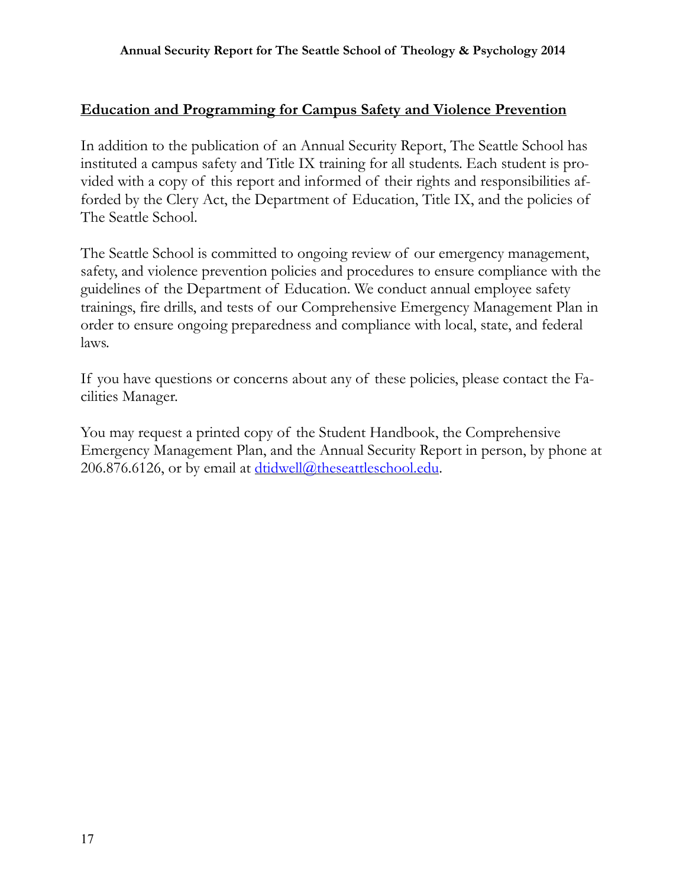## Education and Programming for Campus Safety and Violence Prevention

In addition to the publication of an Annual Security Report, The Seattle School has instituted a campus safety and Title IX training for all students. Each student is provided with a copy of this report and informed of their rights and responsibilities afforded by the Clery Act, the Department of Education, Title IX, and the policies of The Seattle School.

The Seattle School is committed to ongoing review of our emergency management, safety, and violence prevention policies and procedures to ensure compliance with the guidelines of the Department of Education. We conduct annual employee safety trainings, fire drills, and tests of our Comprehensive Emergency Management Plan in order to ensure ongoing preparedness and compliance with local, state, and federal laws.

If you have questions or concerns about any of these policies, please contact the Facilities Manager.

You may request a printed copy of the Student Handbook, the Comprehensive Emergency Management Plan, and the Annual Security Report in person, by phone at 206.876.6126, or by email at dtidwell@theseattleschool.edu.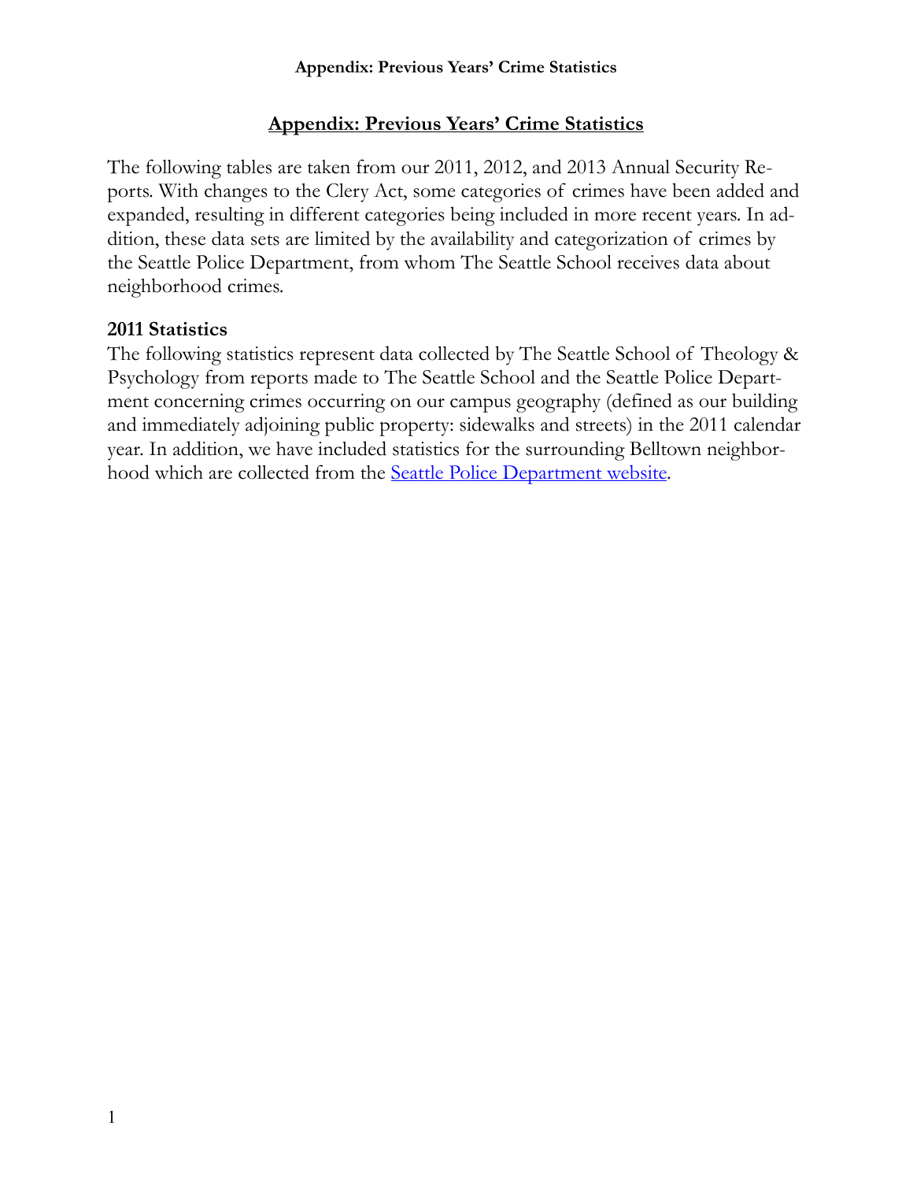## Appendix: Previous Years' Crime Statistics

The following tables are taken from our 2011, 2012, and 2013 Annual Security Reports. With changes to the Clery Act, some categories of crimes have been added and expanded, resulting in different categories being included in more recent years. In addition, these data sets are limited by the availability and categorization of crimes by the Seattle Police Department, from whom The Seattle School receives data about neighborhood crimes.

### 2011 Statistics

The following statistics represent data collected by The Seattle School of Theology & Psychology from reports made to The Seattle School and the Seattle Police Department concerning crimes occurring on our campus geography (defined as our building and immediately adjoining public property: sidewalks and streets) in the 2011 calendar year. In addition, we have included statistics for the surrounding Belltown neighborhood which are collected from the Seattle Police Department website.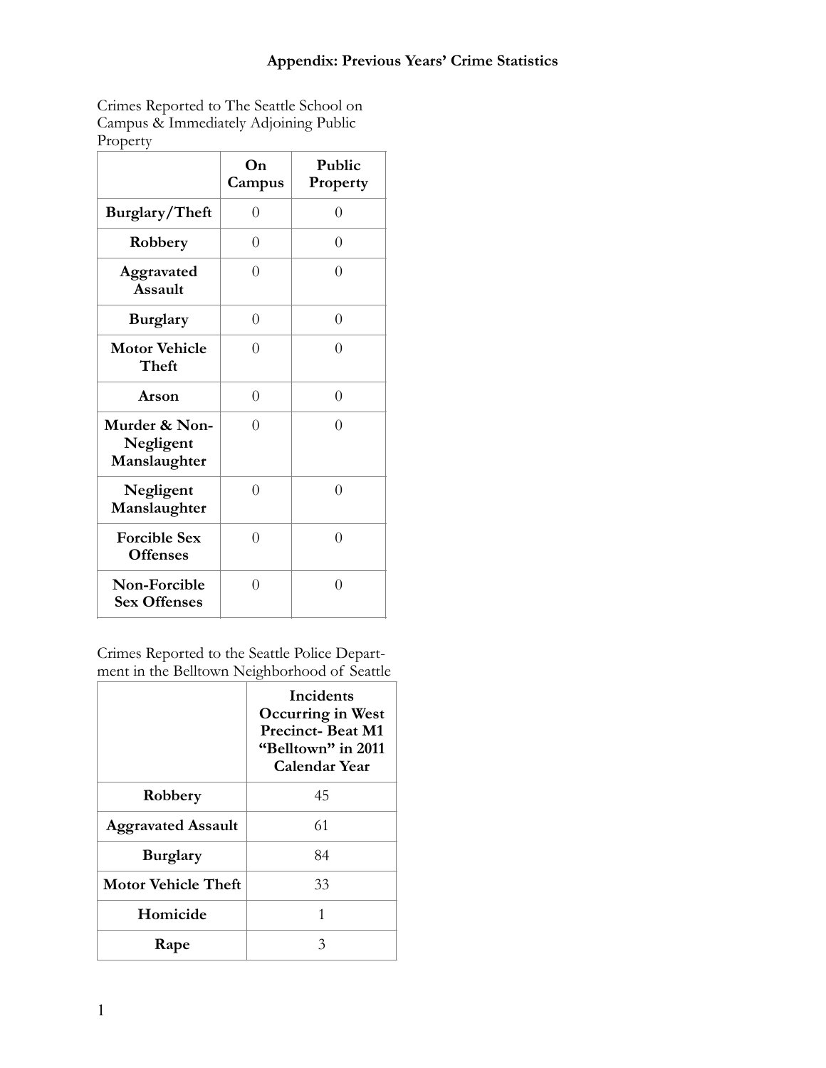## Appendix: Previous Years' Crime Statistics

Crimes Reported to The Seattle School on Campus & Immediately Adjoining Public Property

| | On Campus | Public Property |
|---|---|---|
| **Burglary/Theft** | 0 | 0 |
| **Robbery** | 0 | 0 |
| **Aggravated Assault** | 0 | 0 |
| **Burglary** | 0 | 0 |
| **Motor Vehicle Theft** | 0 | 0 |
| **Arson** | 0 | 0 |
| **Murder & Non-Negligent Manslaughter** | 0 | 0 |
| **Negligent Manslaughter** | 0 | 0 |
| **Forcible Sex Offenses** | 0 | 0 |
| **Non-Forcible Sex Offenses** | 0 | 0 |

Crimes Reported to the Seattle Police Department in the Belltown Neighborhood of Seattle

| | Incidents Occurring in West Precinct- Beat M1 "Belltown" in 2011 Calendar Year |
|---|---|
| **Robbery** | 45 |
| **Aggravated Assault** | 61 |
| **Burglary** | 84 |
| **Motor Vehicle Theft** | 33 |
| **Homicide** | 1 |
| **Rape** | 3 |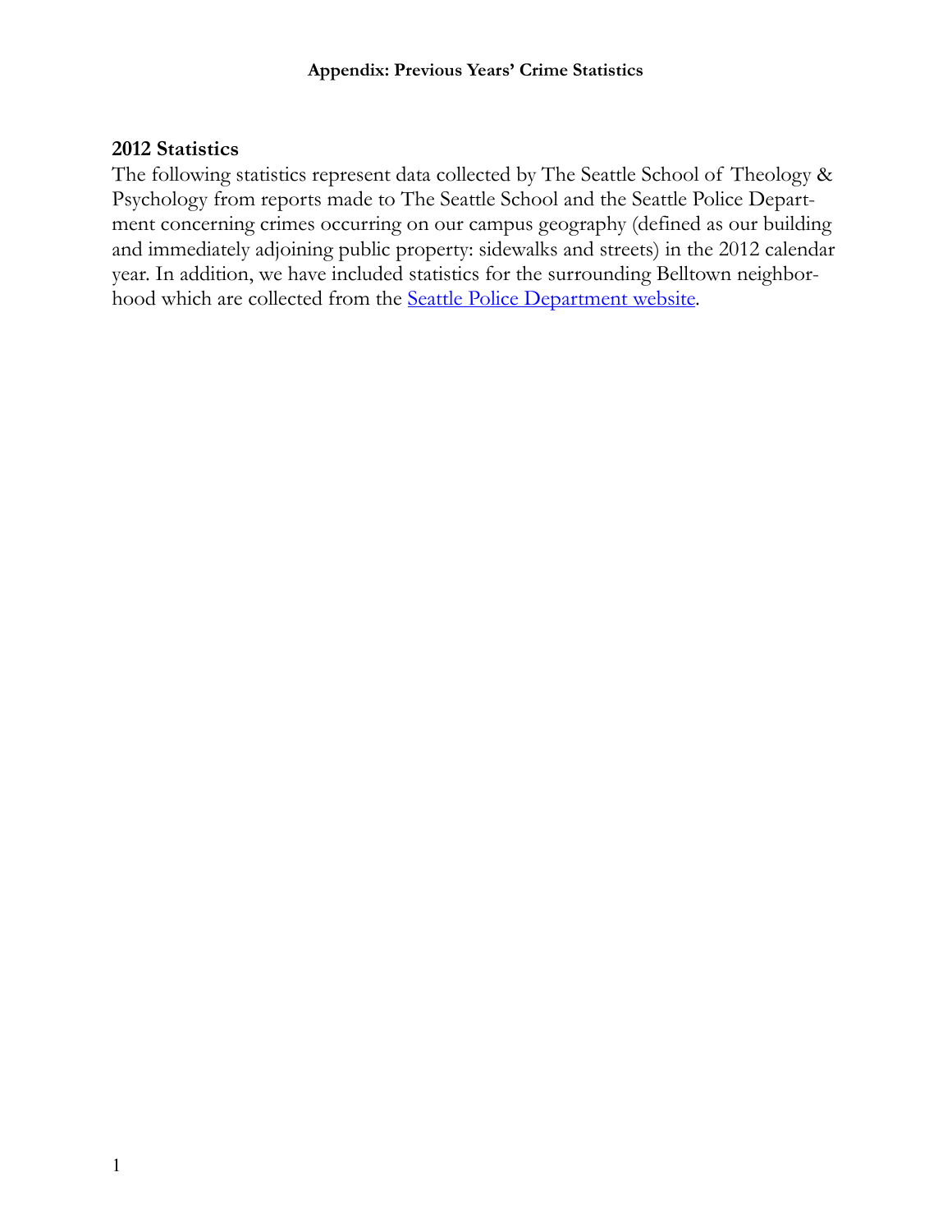# Appendix: Previous Years' Crime Statistics

## 2012 Statistics

The following statistics represent data collected by The Seattle School of Theology & Psychology from reports made to The Seattle School and the Seattle Police Department concerning crimes occurring on our campus geography (defined as our building and immediately adjoining public property: sidewalks and streets) in the 2012 calendar year. In addition, we have included statistics for the surrounding Belltown neighborhood which are collected from the Seattle Police Department website.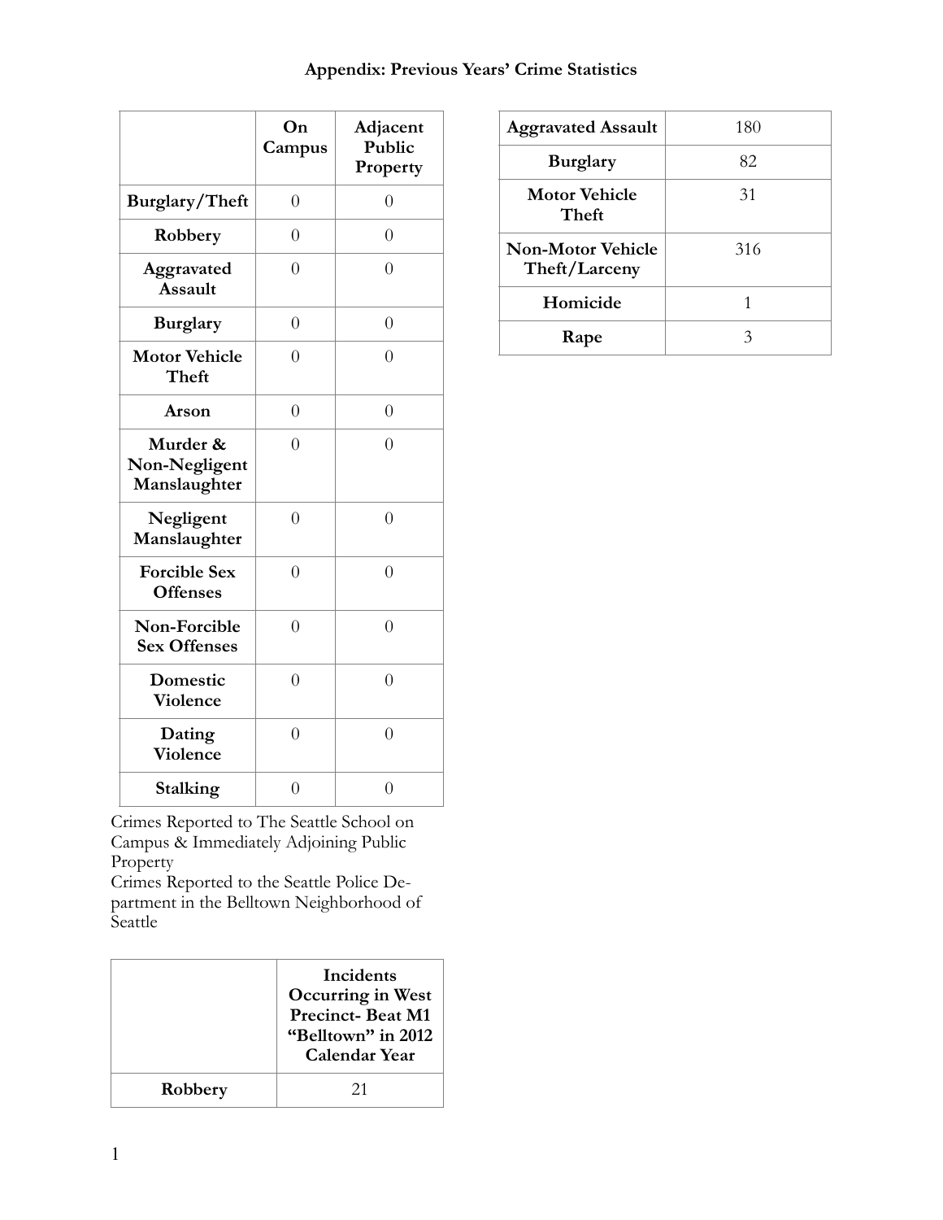## Appendix: Previous Years' Crime Statistics

| | On Campus | Adjacent Public Property |
|---|---|---|
| **Burglary/Theft** | 0 | 0 |
| **Robbery** | 0 | 0 |
| **Aggravated Assault** | 0 | 0 |
| **Burglary** | 0 | 0 |
| **Motor Vehicle Theft** | 0 | 0 |
| **Arson** | 0 | 0 |
| **Murder & Non-Negligent Manslaughter** | 0 | 0 |
| **Negligent Manslaughter** | 0 | 0 |
| **Forcible Sex Offenses** | 0 | 0 |
| **Non-Forcible Sex Offenses** | 0 | 0 |
| **Domestic Violence** | 0 | 0 |
| **Dating Violence** | 0 | 0 |
| **Stalking** | 0 | 0 |

Crimes Reported to The Seattle School on Campus & Immediately Adjoining Public Property

Crimes Reported to the Seattle Police Department in the Belltown Neighborhood of Seattle

| | Incidents Occurring in West Precinct- Beat M1 "Belltown" in 2012 Calendar Year |
|---|---|
| **Robbery** | 21 |
| **Aggravated Assault** | 180 |
| **Burglary** | 82 |
| **Motor Vehicle Theft** | 31 |
| **Non-Motor Vehicle Theft/Larceny** | 316 |
| **Homicide** | 1 |
| **Rape** | 3 |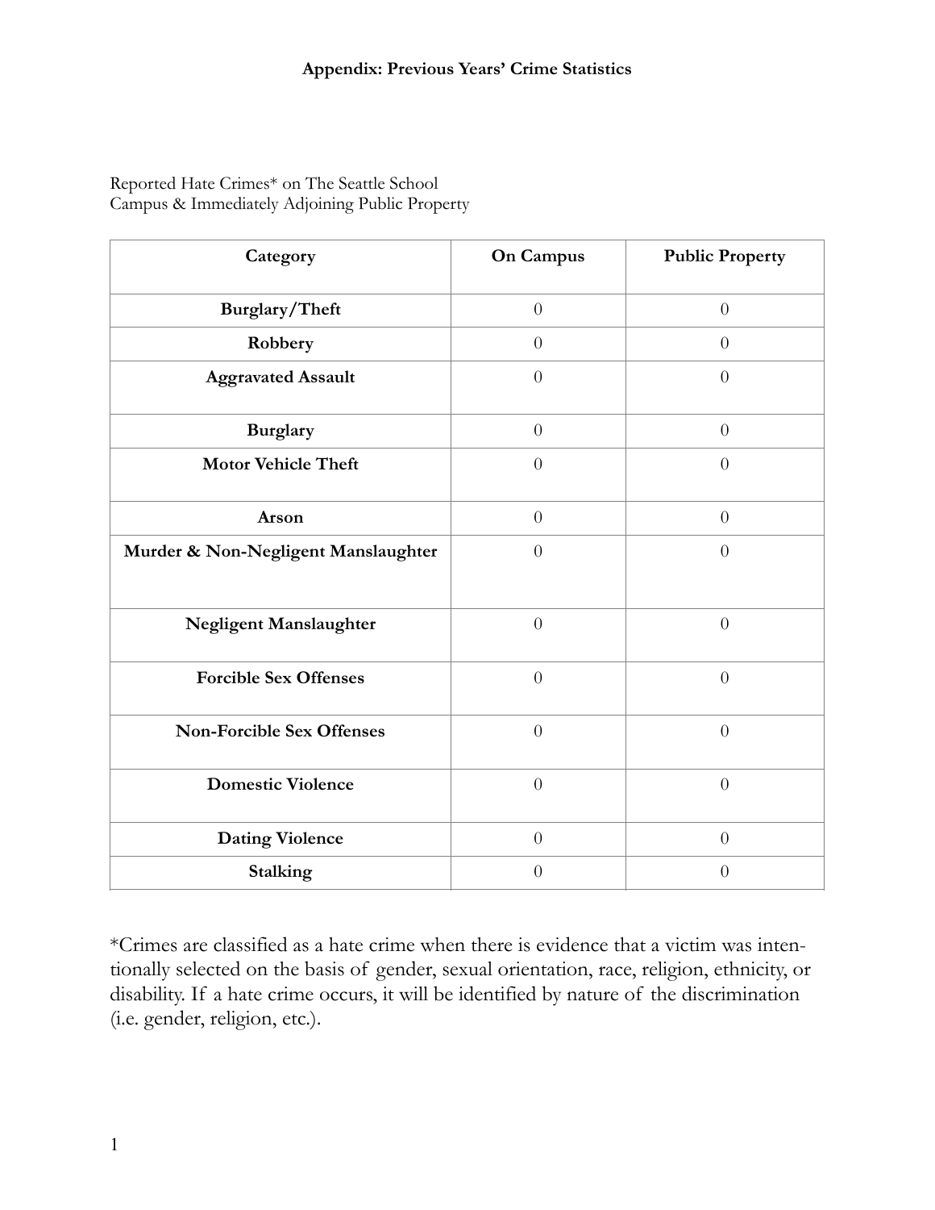**Appendix: Previous Years' Crime Statistics**

Reported Hate Crimes* on The Seattle School Campus & Immediately Adjoining Public Property

| Category | On Campus | Public Property |
| --- | --- | --- |
| **Burglary/Theft** | 0 | 0 |
| **Robbery** | 0 | 0 |
| **Aggravated Assault** | 0 | 0 |
| **Burglary** | 0 | 0 |
| **Motor Vehicle Theft** | 0 | 0 |
| **Arson** | 0 | 0 |
| **Murder & Non-Negligent Manslaughter** | 0 | 0 |
| **Negligent Manslaughter** | 0 | 0 |
| **Forcible Sex Offenses** | 0 | 0 |
| **Non-Forcible Sex Offenses** | 0 | 0 |
| **Domestic Violence** | 0 | 0 |
| **Dating Violence** | 0 | 0 |
| **Stalking** | 0 | 0 |

*Crimes are classified as a hate crime when there is evidence that a victim was intentionally selected on the basis of gender, sexual orientation, race, religion, ethnicity, or disability. If a hate crime occurs, it will be identified by nature of the discrimination (i.e. gender, religion, etc.).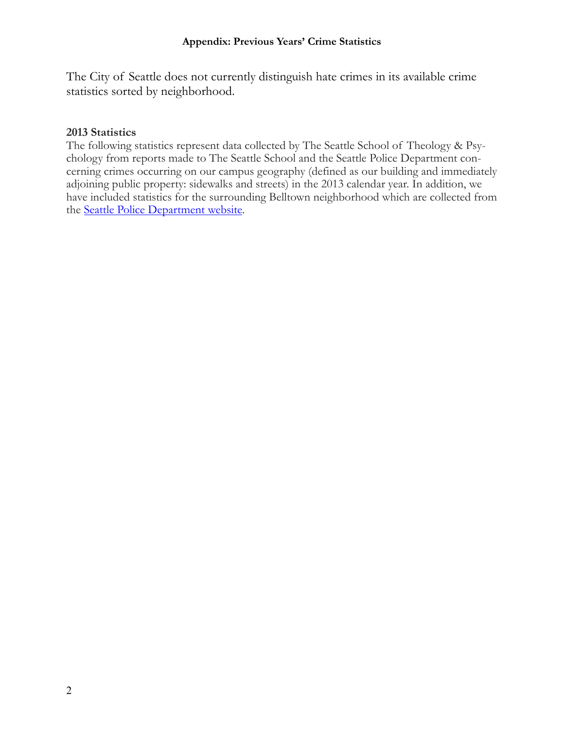## Appendix: Previous Years' Crime Statistics

The City of Seattle does not currently distinguish hate crimes in its available crime statistics sorted by neighborhood.

### 2013 Statistics

The following statistics represent data collected by The Seattle School of Theology & Psychology from reports made to The Seattle School and the Seattle Police Department concerning crimes occurring on our campus geography (defined as our building and immediately adjoining public property: sidewalks and streets) in the 2013 calendar year. In addition, we have included statistics for the surrounding Belltown neighborhood which are collected from the Seattle Police Department website.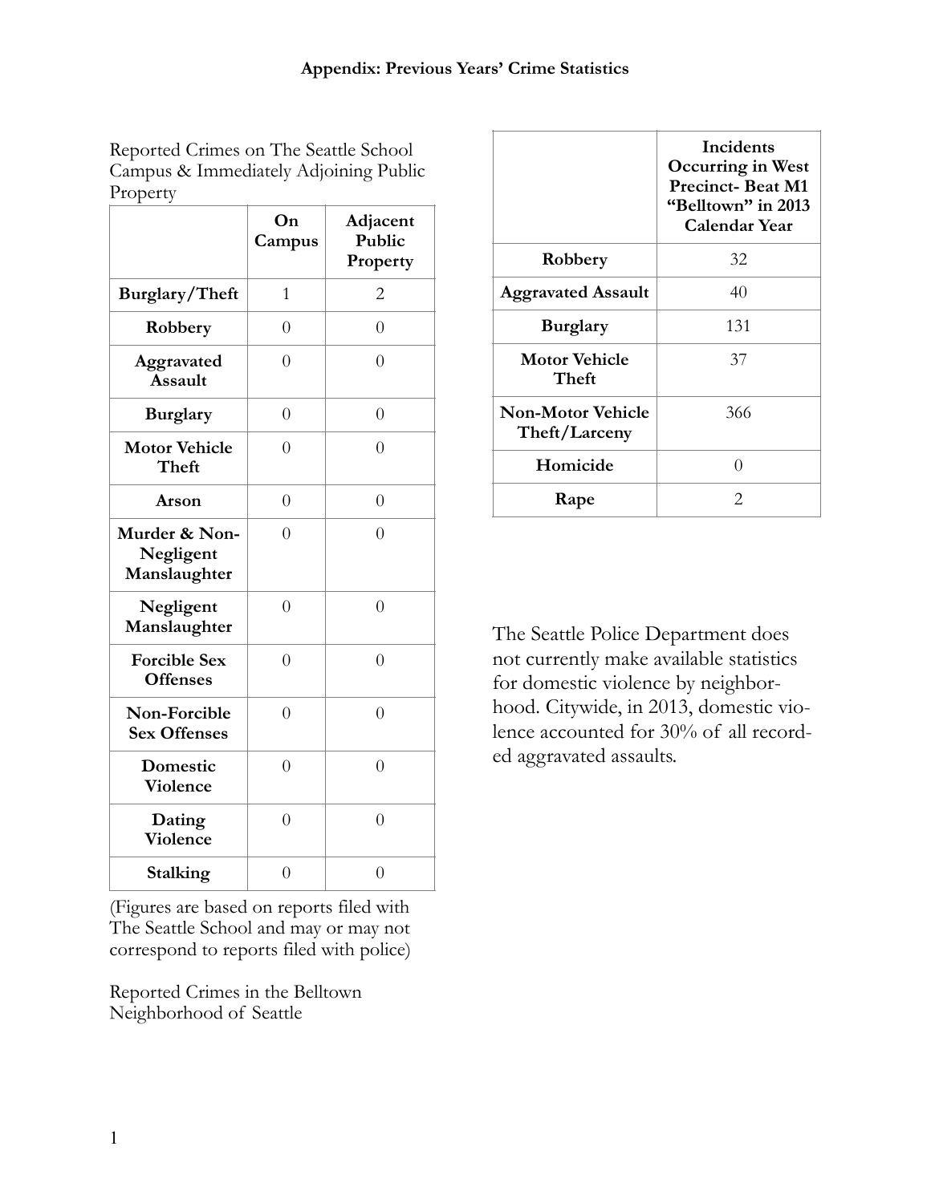# Appendix: Previous Years' Crime Statistics

Reported Crimes on The Seattle School Campus & Immediately Adjoining Public Property

| | On Campus | Adjacent Public Property |
|---|---|---|
| **Burglary/Theft** | 1 | 2 |
| **Robbery** | 0 | 0 |
| **Aggravated Assault** | 0 | 0 |
| **Burglary** | 0 | 0 |
| **Motor Vehicle Theft** | 0 | 0 |
| **Arson** | 0 | 0 |
| **Murder & Non-Negligent Manslaughter** | 0 | 0 |
| **Negligent Manslaughter** | 0 | 0 |
| **Forcible Sex Offenses** | 0 | 0 |
| **Non-Forcible Sex Offenses** | 0 | 0 |
| **Domestic Violence** | 0 | 0 |
| **Dating Violence** | 0 | 0 |
| **Stalking** | 0 | 0 |

(Figures are based on reports filed with The Seattle School and may or may not correspond to reports filed with police)

Reported Crimes in the Belltown Neighborhood of Seattle

| | Incidents Occurring in West Precinct- Beat M1 "Belltown" in 2013 Calendar Year |
|---|---|
| **Robbery** | 32 |
| **Aggravated Assault** | 40 |
| **Burglary** | 131 |
| **Motor Vehicle Theft** | 37 |
| **Non-Motor Vehicle Theft/Larceny** | 366 |
| **Homicide** | 0 |
| **Rape** | 2 |

The Seattle Police Department does not currently make available statistics for domestic violence by neighborhood. Citywide, in 2013, domestic violence accounted for 30% of all recorded aggravated assaults.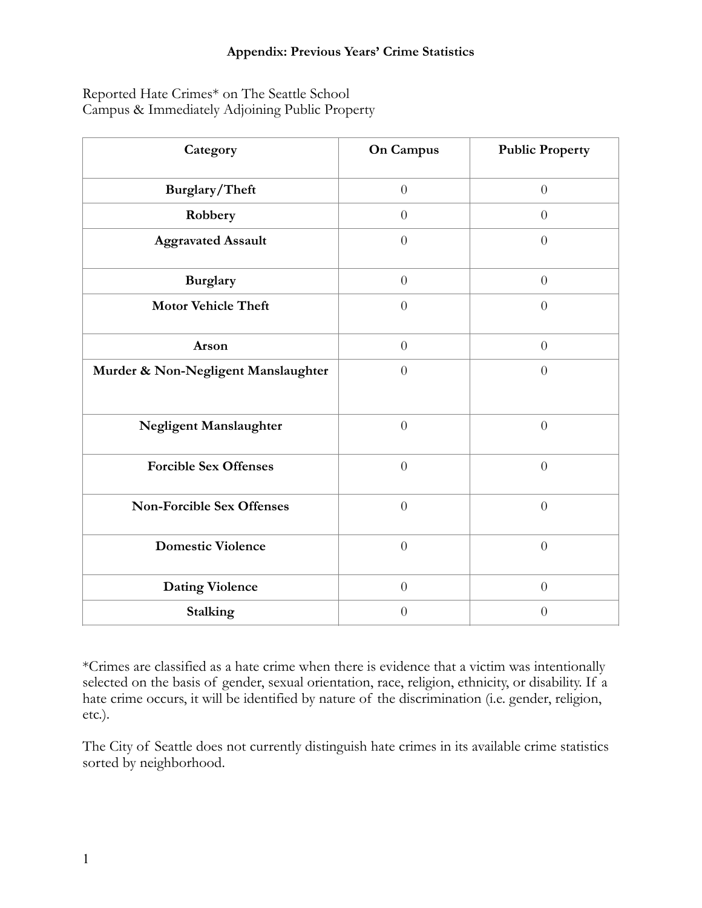**Appendix: Previous Years' Crime Statistics**

Reported Hate Crimes* on The Seattle School
Campus & Immediately Adjoining Public Property

| Category | On Campus | Public Property |
|---|---|---|
| **Burglary/Theft** | 0 | 0 |
| **Robbery** | 0 | 0 |
| **Aggravated Assault** | 0 | 0 |
| **Burglary** | 0 | 0 |
| **Motor Vehicle Theft** | 0 | 0 |
| **Arson** | 0 | 0 |
| **Murder & Non-Negligent Manslaughter** | 0 | 0 |
| **Negligent Manslaughter** | 0 | 0 |
| **Forcible Sex Offenses** | 0 | 0 |
| **Non-Forcible Sex Offenses** | 0 | 0 |
| **Domestic Violence** | 0 | 0 |
| **Dating Violence** | 0 | 0 |
| **Stalking** | 0 | 0 |

*Crimes are classified as a hate crime when there is evidence that a victim was intentionally selected on the basis of gender, sexual orientation, race, religion, ethnicity, or disability. If a hate crime occurs, it will be identified by nature of the discrimination (i.e. gender, religion, etc.).

The City of Seattle does not currently distinguish hate crimes in its available crime statistics sorted by neighborhood.